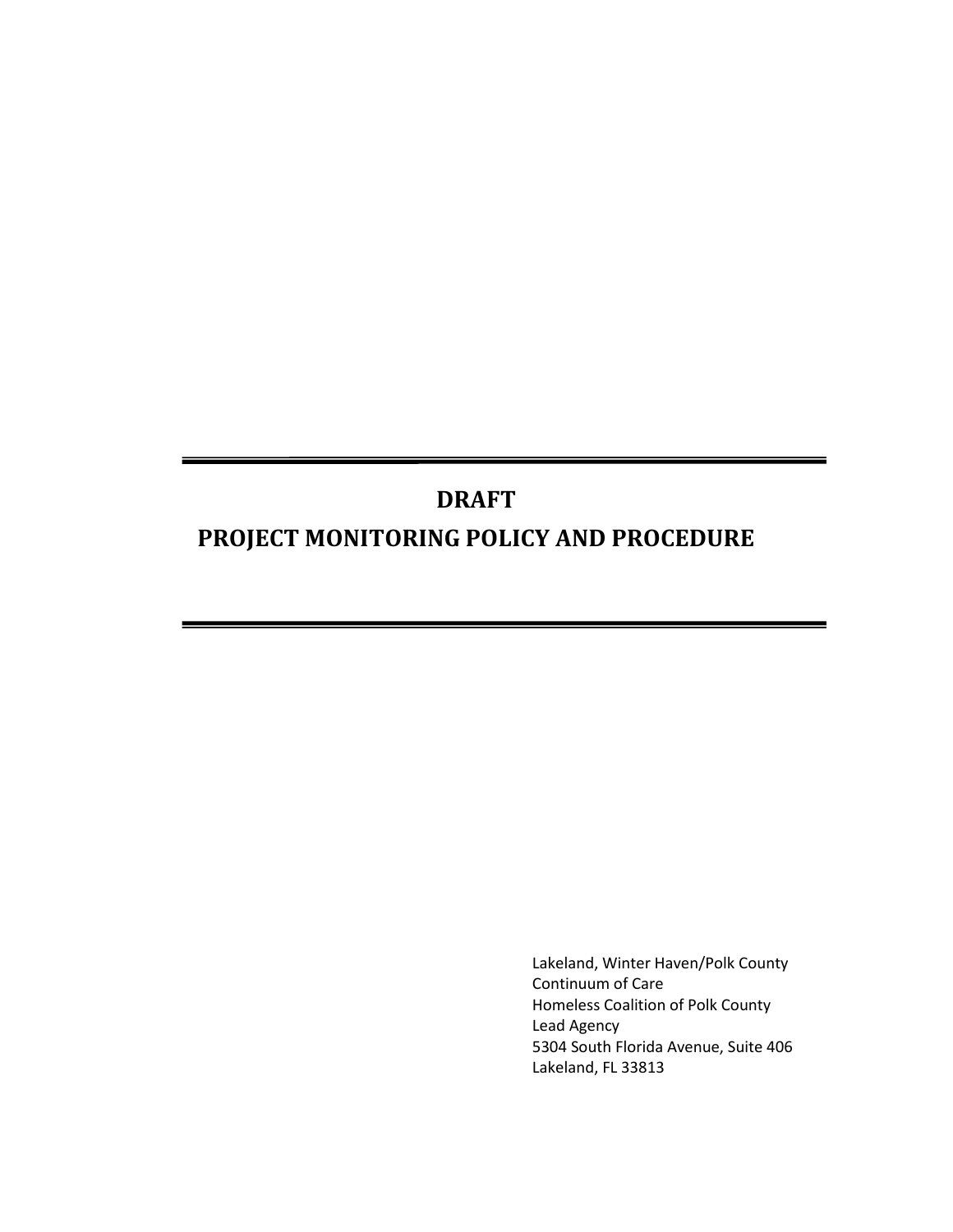# DRAFT

# PROJECT MONITORING POLICY AND PROCEDURE

Lakeland, Winter Haven/Polk County
Continuum of Care
Homeless Coalition of Polk County
Lead Agency
5304 South Florida Avenue, Suite 406
Lakeland, FL 33813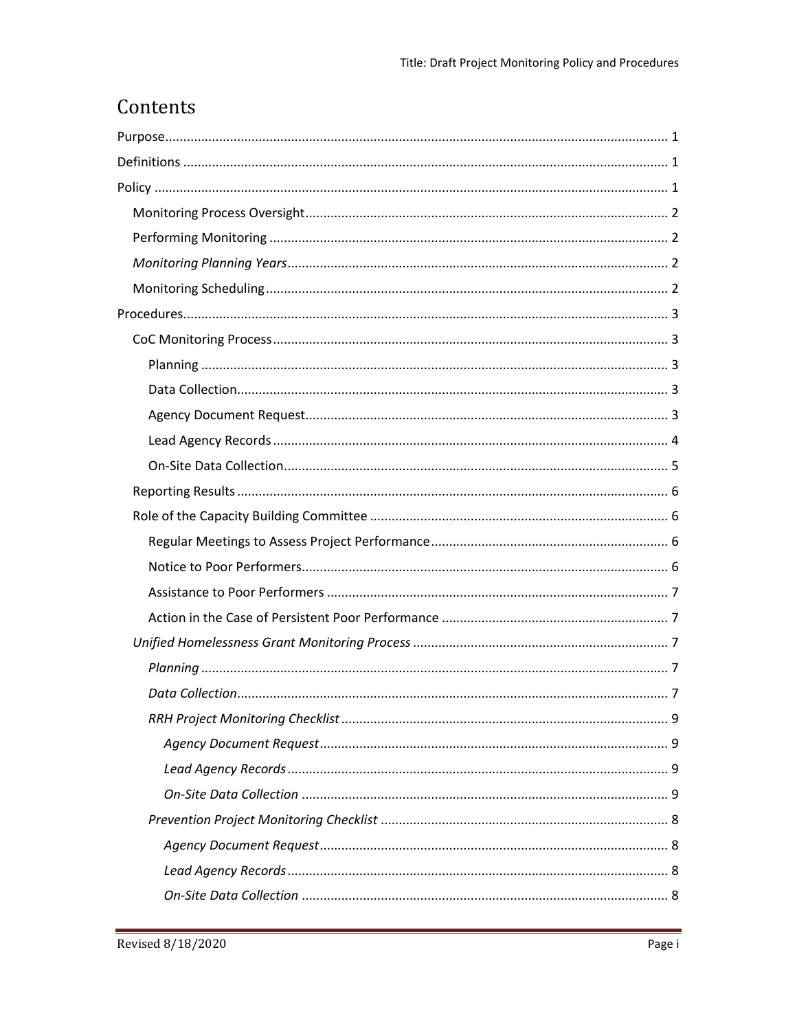# Contents

Purpose ........................................................................................................................... 1

Definitions ...................................................................................................................... 1

Policy .............................................................................................................................. 1

- Monitoring Process Oversight .................................................................................... 2
- Performing Monitoring .............................................................................................. 2
- *Monitoring Planning Years* ......................................................................................... 2
- Monitoring Scheduling ............................................................................................... 2

Procedures ...................................................................................................................... 3

- CoC Monitoring Process ............................................................................................. 3
  - Planning ................................................................................................................. 3
  - Data Collection ........................................................................................................ 3
  - Agency Document Request ..................................................................................... 3
  - Lead Agency Records ............................................................................................. 4
  - On-Site Data Collection ........................................................................................... 5
- Reporting Results ....................................................................................................... 6
- Role of the Capacity Building Committee ................................................................... 6
  - Regular Meetings to Assess Project Performance .................................................. 6
  - Notice to Poor Performers ...................................................................................... 6
  - Assistance to Poor Performers ............................................................................... 7
  - Action in the Case of Persistent Poor Performance ............................................... 7
- *Unified Homelessness Grant Monitoring Process* ....................................................... 7
  - *Planning* ................................................................................................................. 7
  - *Data Collection* ........................................................................................................ 7
  - *RRH Project Monitoring Checklist* ........................................................................... 9
    - *Agency Document Request* ................................................................................ 9
    - *Lead Agency Records* ......................................................................................... 9
    - *On-Site Data Collection* ..................................................................................... 9
  - *Prevention Project Monitoring Checklist* ............................................................... 8
    - *Agency Document Request* ................................................................................ 8
    - *Lead Agency Records* ......................................................................................... 8
    - *On-Site Data Collection* ..................................................................................... 8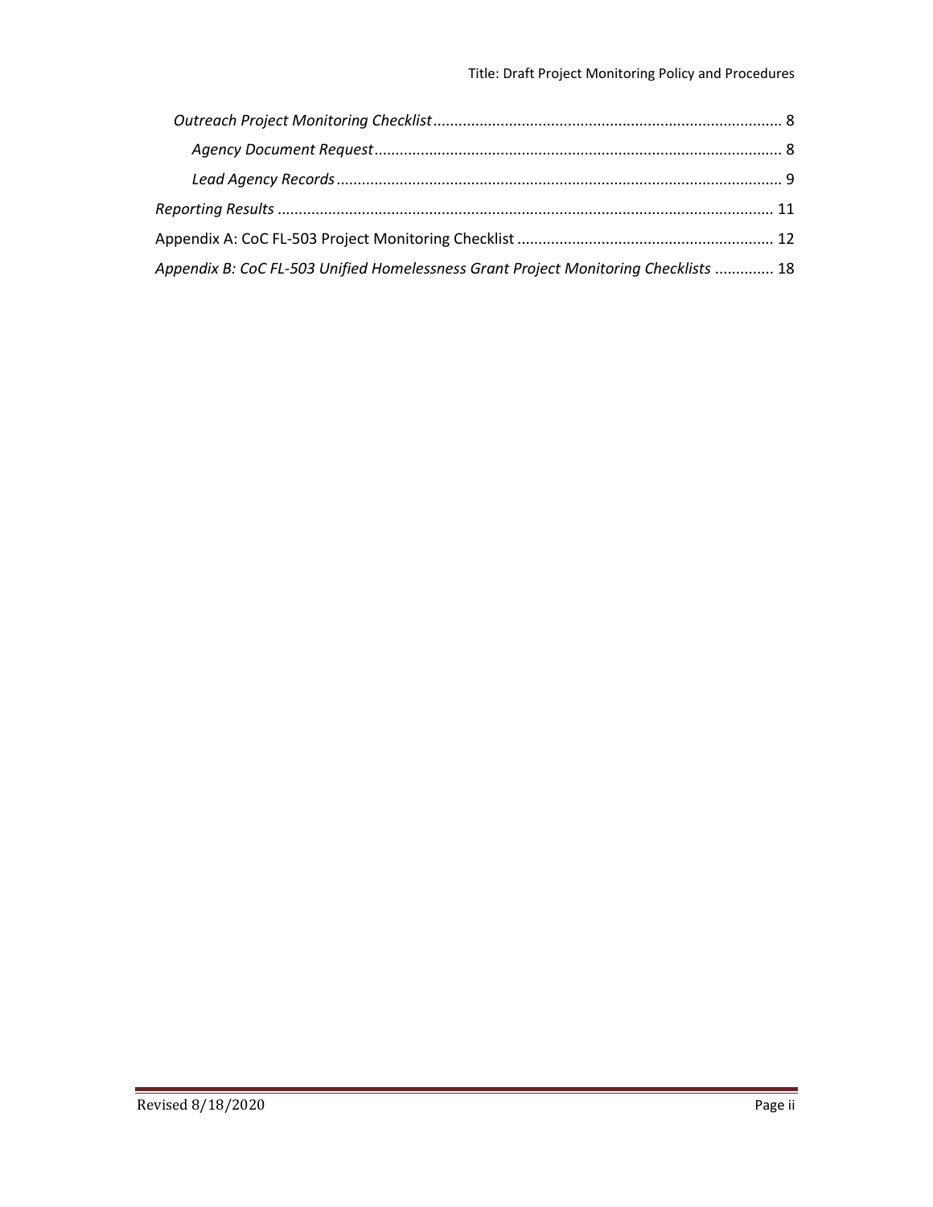*Outreach Project Monitoring Checklist* .................................................................................. 8

*Agency Document Request* ............................................................................................... 8

*Lead Agency Records* ........................................................................................................ 9

*Reporting Results* .................................................................................................................... 11

Appendix A: CoC FL-503 Project Monitoring Checklist ............................................................ 12

*Appendix B: CoC FL-503 Unified Homelessness Grant Project Monitoring Checklists* ............. 18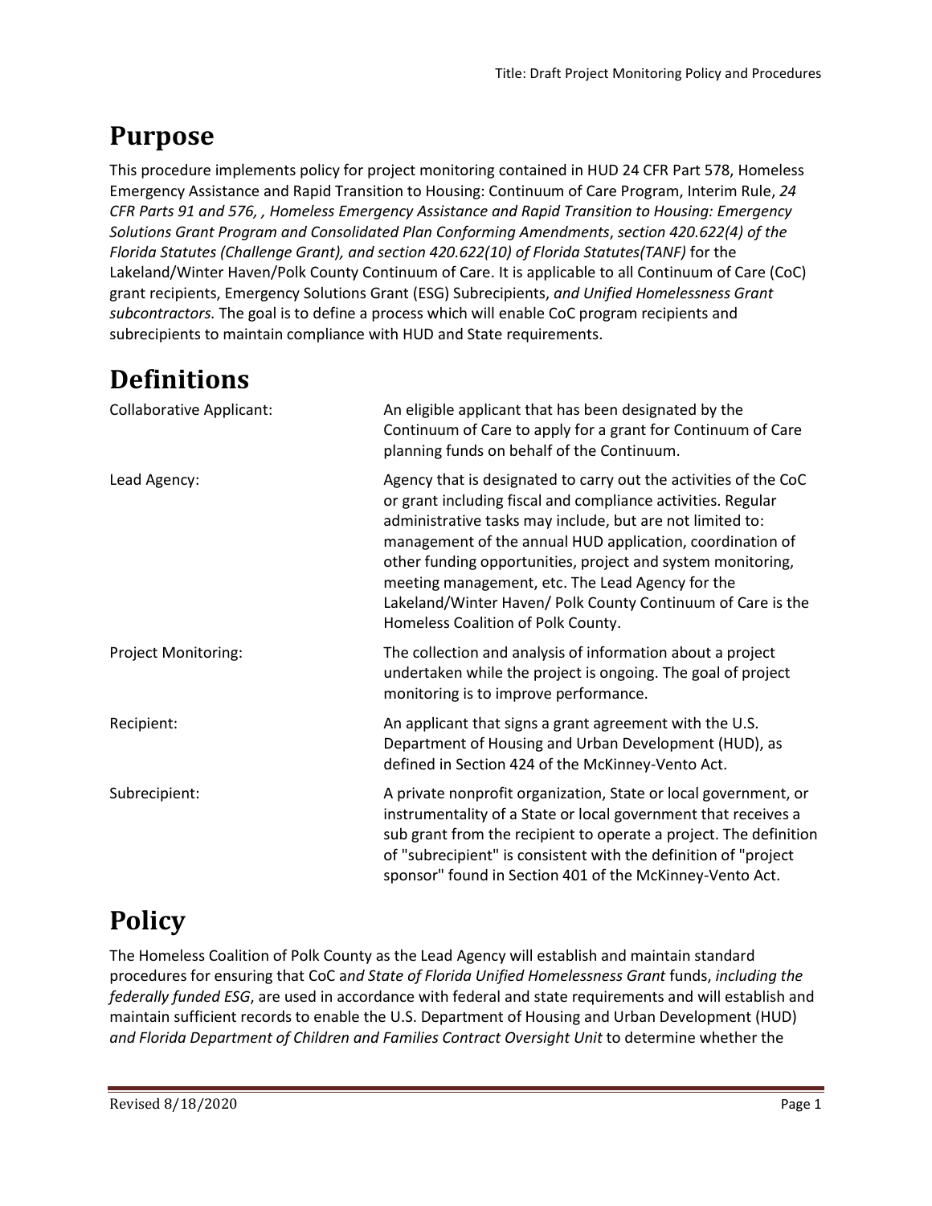# Purpose

This procedure implements policy for project monitoring contained in HUD 24 CFR Part 578, Homeless Emergency Assistance and Rapid Transition to Housing: Continuum of Care Program, Interim Rule, *24 CFR Parts 91 and 576, , Homeless Emergency Assistance and Rapid Transition to Housing: Emergency Solutions Grant Program and Consolidated Plan Conforming Amendments*, *section 420.622(4) of the Florida Statutes (Challenge Grant), and section 420.622(10) of Florida Statutes(TANF)* for the Lakeland/Winter Haven/Polk County Continuum of Care. It is applicable to all Continuum of Care (CoC) grant recipients, Emergency Solutions Grant (ESG) Subrecipients, *and Unified Homelessness Grant subcontractors.* The goal is to define a process which will enable CoC program recipients and subrecipients to maintain compliance with HUD and State requirements.

# Definitions

| | |
|---|---|
| Collaborative Applicant: | An eligible applicant that has been designated by the Continuum of Care to apply for a grant for Continuum of Care planning funds on behalf of the Continuum. |
| Lead Agency: | Agency that is designated to carry out the activities of the CoC or grant including fiscal and compliance activities. Regular administrative tasks may include, but are not limited to: management of the annual HUD application, coordination of other funding opportunities, project and system monitoring, meeting management, etc. The Lead Agency for the Lakeland/Winter Haven/ Polk County Continuum of Care is the Homeless Coalition of Polk County. |
| Project Monitoring: | The collection and analysis of information about a project undertaken while the project is ongoing. The goal of project monitoring is to improve performance. |
| Recipient: | An applicant that signs a grant agreement with the U.S. Department of Housing and Urban Development (HUD), as defined in Section 424 of the McKinney-Vento Act. |
| Subrecipient: | A private nonprofit organization, State or local government, or instrumentality of a State or local government that receives a sub grant from the recipient to operate a project. The definition of "subrecipient" is consistent with the definition of "project sponsor" found in Section 401 of the McKinney-Vento Act. |

# Policy

The Homeless Coalition of Polk County as the Lead Agency will establish and maintain standard procedures for ensuring that CoC a*nd State of Florida Unified Homelessness Grant* funds, *including the federally funded ESG*, are used in accordance with federal and state requirements and will establish and maintain sufficient records to enable the U.S. Department of Housing and Urban Development (HUD) *and Florida Department of Children and Families Contract Oversight Unit* to determine whether the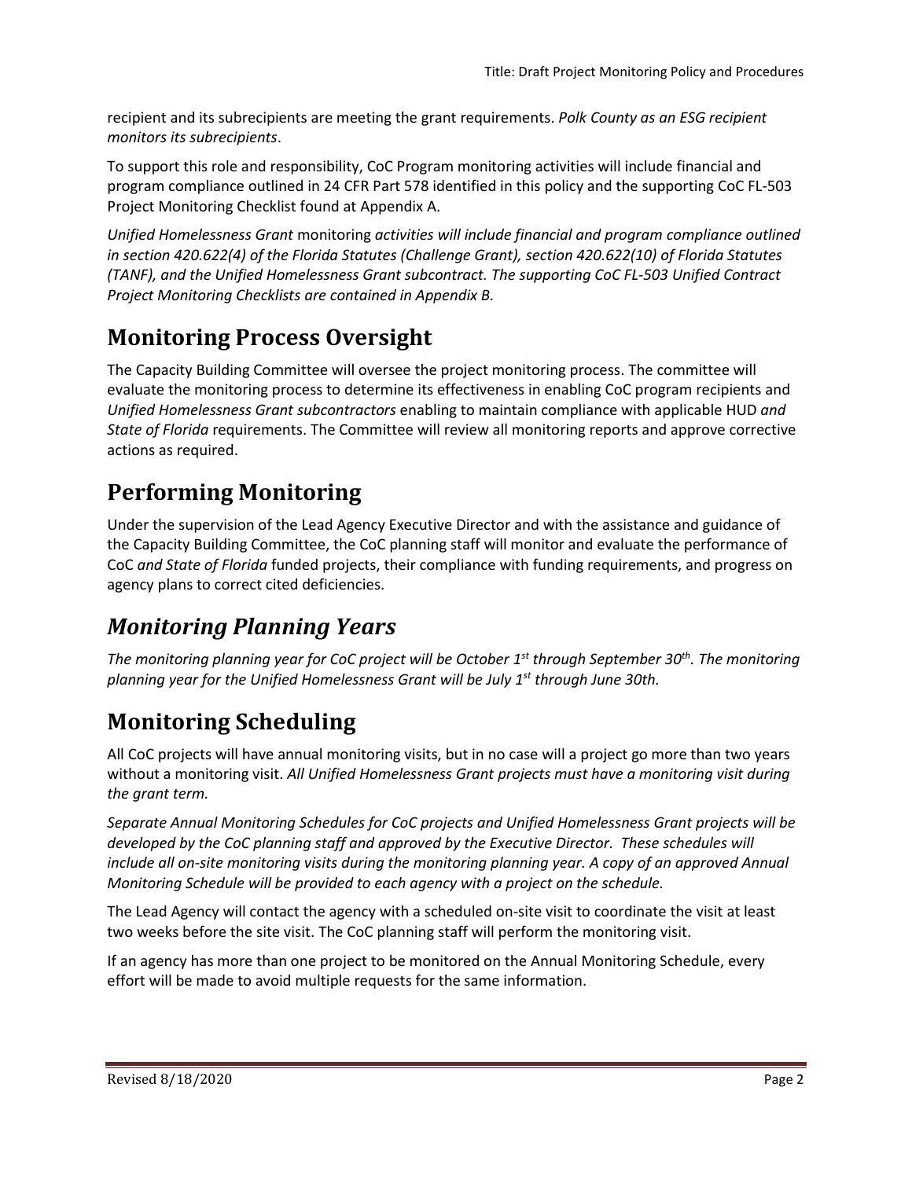recipient and its subrecipients are meeting the grant requirements. *Polk County as an ESG recipient monitors its subrecipients*.

To support this role and responsibility, CoC Program monitoring activities will include financial and program compliance outlined in 24 CFR Part 578 identified in this policy and the supporting CoC FL-503 Project Monitoring Checklist found at Appendix A.

*Unified Homelessness Grant* monitoring *activities will include financial and program compliance outlined in section 420.622(4) of the Florida Statutes (Challenge Grant), section 420.622(10) of Florida Statutes (TANF), and the Unified Homelessness Grant subcontract. The supporting CoC FL-503 Unified Contract Project Monitoring Checklists are contained in Appendix B.*

# Monitoring Process Oversight

The Capacity Building Committee will oversee the project monitoring process. The committee will evaluate the monitoring process to determine its effectiveness in enabling CoC program recipients and *Unified Homelessness Grant subcontractors* enabling to maintain compliance with applicable HUD *and State of Florida* requirements. The Committee will review all monitoring reports and approve corrective actions as required.

# Performing Monitoring

Under the supervision of the Lead Agency Executive Director and with the assistance and guidance of the Capacity Building Committee, the CoC planning staff will monitor and evaluate the performance of CoC *and State of Florida* funded projects, their compliance with funding requirements, and progress on agency plans to correct cited deficiencies.

# *Monitoring Planning Years*

*The monitoring planning year for CoC project will be October 1st through September 30th. The monitoring planning year for the Unified Homelessness Grant will be July 1st through June 30th.*

# Monitoring Scheduling

All CoC projects will have annual monitoring visits, but in no case will a project go more than two years without a monitoring visit. *All Unified Homelessness Grant projects must have a monitoring visit during the grant term.*

*Separate Annual Monitoring Schedules for CoC projects and Unified Homelessness Grant projects will be developed by the CoC planning staff and approved by the Executive Director. These schedules will include all on-site monitoring visits during the monitoring planning year. A copy of an approved Annual Monitoring Schedule will be provided to each agency with a project on the schedule.*

The Lead Agency will contact the agency with a scheduled on-site visit to coordinate the visit at least two weeks before the site visit. The CoC planning staff will perform the monitoring visit.

If an agency has more than one project to be monitored on the Annual Monitoring Schedule, every effort will be made to avoid multiple requests for the same information.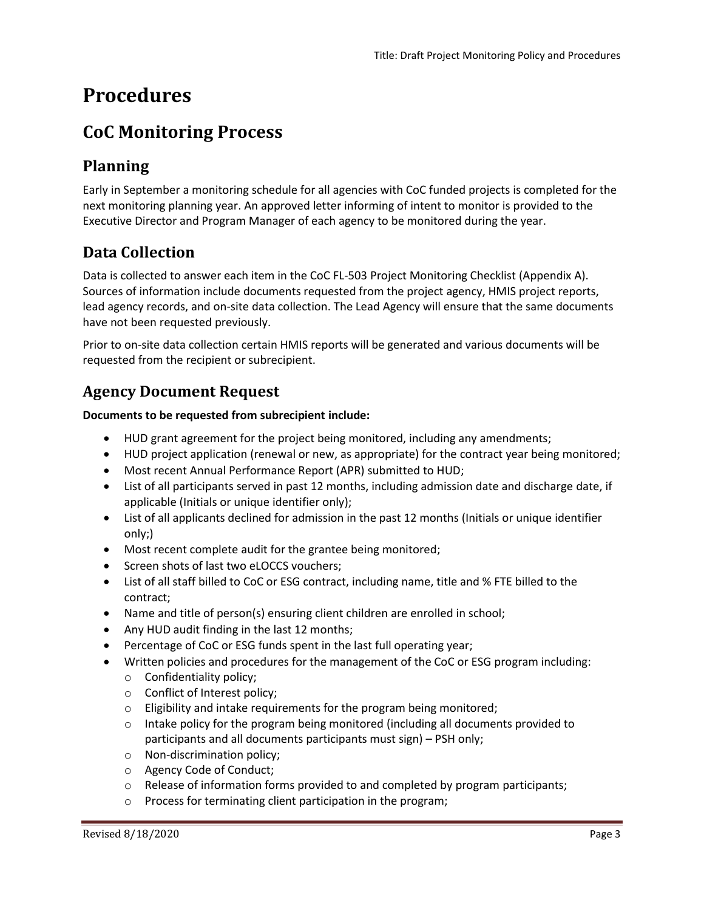# Procedures

## CoC Monitoring Process

### Planning

Early in September a monitoring schedule for all agencies with CoC funded projects is completed for the next monitoring planning year. An approved letter informing of intent to monitor is provided to the Executive Director and Program Manager of each agency to be monitored during the year.

### Data Collection

Data is collected to answer each item in the CoC FL-503 Project Monitoring Checklist (Appendix A). Sources of information include documents requested from the project agency, HMIS project reports, lead agency records, and on-site data collection. The Lead Agency will ensure that the same documents have not been requested previously.

Prior to on-site data collection certain HMIS reports will be generated and various documents will be requested from the recipient or subrecipient.

### Agency Document Request

**Documents to be requested from subrecipient include:**

- HUD grant agreement for the project being monitored, including any amendments;
- HUD project application (renewal or new, as appropriate) for the contract year being monitored;
- Most recent Annual Performance Report (APR) submitted to HUD;
- List of all participants served in past 12 months, including admission date and discharge date, if applicable (Initials or unique identifier only);
- List of all applicants declined for admission in the past 12 months (Initials or unique identifier only;)
- Most recent complete audit for the grantee being monitored;
- Screen shots of last two eLOCCS vouchers;
- List of all staff billed to CoC or ESG contract, including name, title and % FTE billed to the contract;
- Name and title of person(s) ensuring client children are enrolled in school;
- Any HUD audit finding in the last 12 months;
- Percentage of CoC or ESG funds spent in the last full operating year;
- Written policies and procedures for the management of the CoC or ESG program including:
  - Confidentiality policy;
  - Conflict of Interest policy;
  - Eligibility and intake requirements for the program being monitored;
  - Intake policy for the program being monitored (including all documents provided to participants and all documents participants must sign) – PSH only;
  - Non-discrimination policy;
  - Agency Code of Conduct;
  - Release of information forms provided to and completed by program participants;
  - Process for terminating client participation in the program;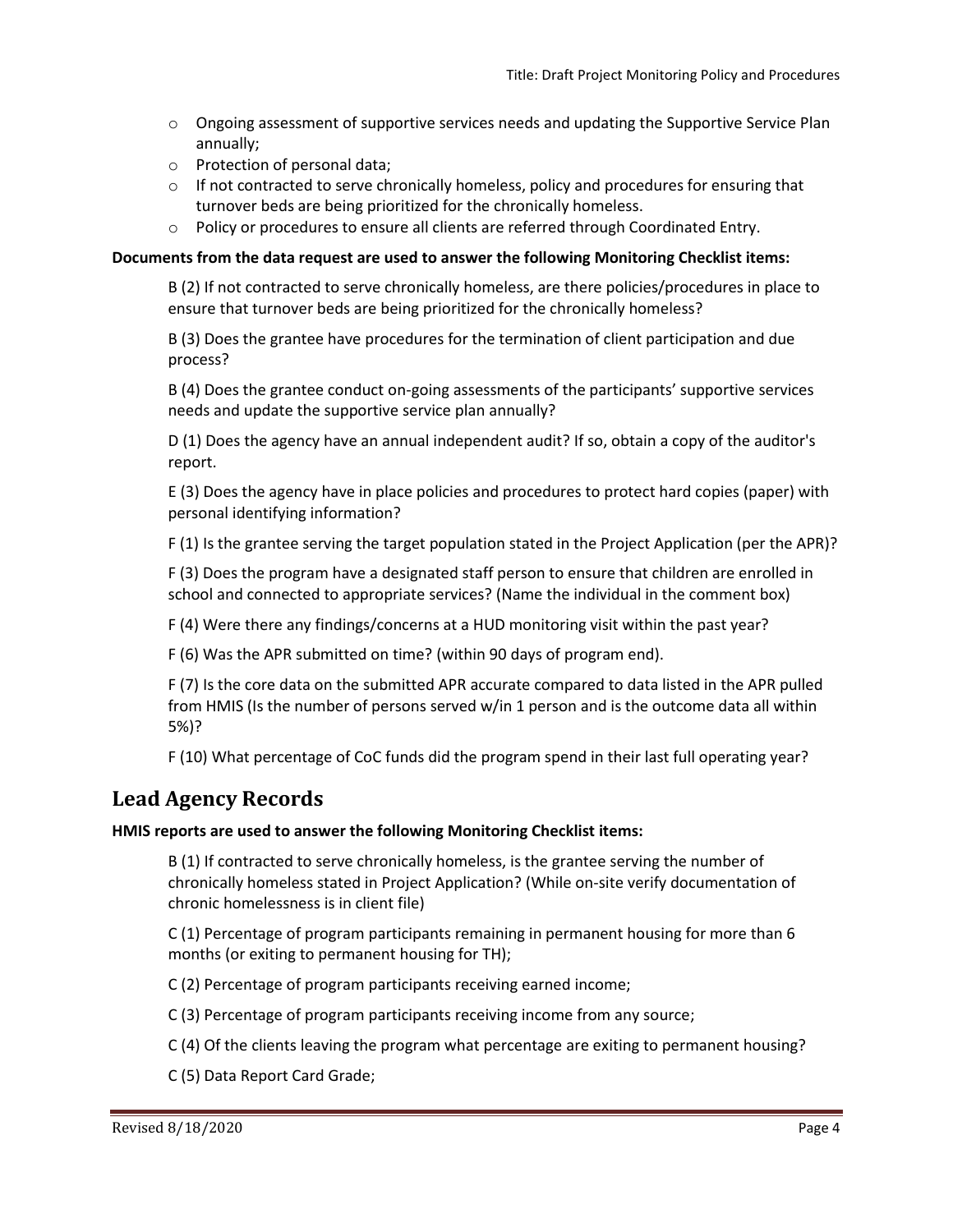- Ongoing assessment of supportive services needs and updating the Supportive Service Plan annually;
- Protection of personal data;
- If not contracted to serve chronically homeless, policy and procedures for ensuring that turnover beds are being prioritized for the chronically homeless.
- Policy or procedures to ensure all clients are referred through Coordinated Entry.

**Documents from the data request are used to answer the following Monitoring Checklist items:**

B (2) If not contracted to serve chronically homeless, are there policies/procedures in place to ensure that turnover beds are being prioritized for the chronically homeless?

B (3) Does the grantee have procedures for the termination of client participation and due process?

B (4) Does the grantee conduct on-going assessments of the participants' supportive services needs and update the supportive service plan annually?

D (1) Does the agency have an annual independent audit? If so, obtain a copy of the auditor's report.

E (3) Does the agency have in place policies and procedures to protect hard copies (paper) with personal identifying information?

F (1) Is the grantee serving the target population stated in the Project Application (per the APR)?

F (3) Does the program have a designated staff person to ensure that children are enrolled in school and connected to appropriate services? (Name the individual in the comment box)

F (4) Were there any findings/concerns at a HUD monitoring visit within the past year?

F (6) Was the APR submitted on time? (within 90 days of program end).

F (7) Is the core data on the submitted APR accurate compared to data listed in the APR pulled from HMIS (Is the number of persons served w/in 1 person and is the outcome data all within 5%)?

F (10) What percentage of CoC funds did the program spend in their last full operating year?

## Lead Agency Records

**HMIS reports are used to answer the following Monitoring Checklist items:**

B (1) If contracted to serve chronically homeless, is the grantee serving the number of chronically homeless stated in Project Application? (While on-site verify documentation of chronic homelessness is in client file)

C (1) Percentage of program participants remaining in permanent housing for more than 6 months (or exiting to permanent housing for TH);

C (2) Percentage of program participants receiving earned income;

C (3) Percentage of program participants receiving income from any source;

C (4) Of the clients leaving the program what percentage are exiting to permanent housing?

C (5) Data Report Card Grade;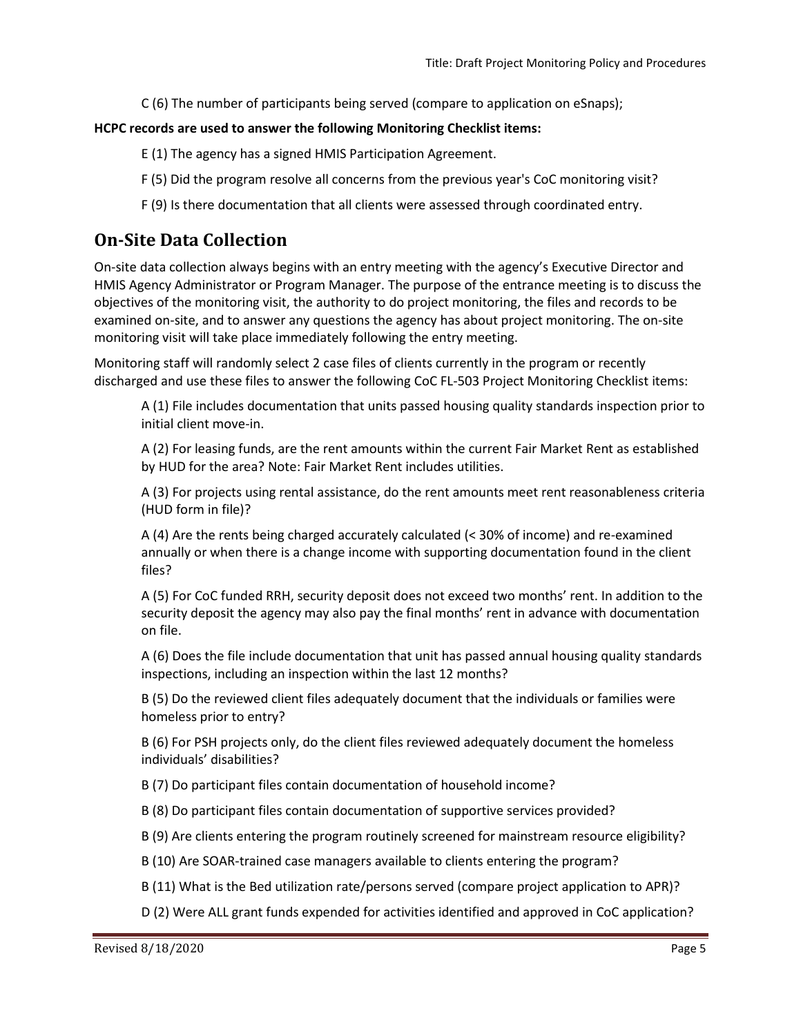C (6) The number of participants being served (compare to application on eSnaps);

**HCPC records are used to answer the following Monitoring Checklist items:**

E (1) The agency has a signed HMIS Participation Agreement.

F (5) Did the program resolve all concerns from the previous year's CoC monitoring visit?

F (9) Is there documentation that all clients were assessed through coordinated entry.

## On-Site Data Collection

On-site data collection always begins with an entry meeting with the agency's Executive Director and HMIS Agency Administrator or Program Manager. The purpose of the entrance meeting is to discuss the objectives of the monitoring visit, the authority to do project monitoring, the files and records to be examined on-site, and to answer any questions the agency has about project monitoring. The on-site monitoring visit will take place immediately following the entry meeting.

Monitoring staff will randomly select 2 case files of clients currently in the program or recently discharged and use these files to answer the following CoC FL-503 Project Monitoring Checklist items:

A (1) File includes documentation that units passed housing quality standards inspection prior to initial client move-in.

A (2) For leasing funds, are the rent amounts within the current Fair Market Rent as established by HUD for the area? Note: Fair Market Rent includes utilities.

A (3) For projects using rental assistance, do the rent amounts meet rent reasonableness criteria (HUD form in file)?

A (4) Are the rents being charged accurately calculated (< 30% of income) and re-examined annually or when there is a change income with supporting documentation found in the client files?

A (5) For CoC funded RRH, security deposit does not exceed two months' rent. In addition to the security deposit the agency may also pay the final months' rent in advance with documentation on file.

A (6) Does the file include documentation that unit has passed annual housing quality standards inspections, including an inspection within the last 12 months?

B (5) Do the reviewed client files adequately document that the individuals or families were homeless prior to entry?

B (6) For PSH projects only, do the client files reviewed adequately document the homeless individuals' disabilities?

B (7) Do participant files contain documentation of household income?

B (8) Do participant files contain documentation of supportive services provided?

B (9) Are clients entering the program routinely screened for mainstream resource eligibility?

B (10) Are SOAR-trained case managers available to clients entering the program?

B (11) What is the Bed utilization rate/persons served (compare project application to APR)?

D (2) Were ALL grant funds expended for activities identified and approved in CoC application?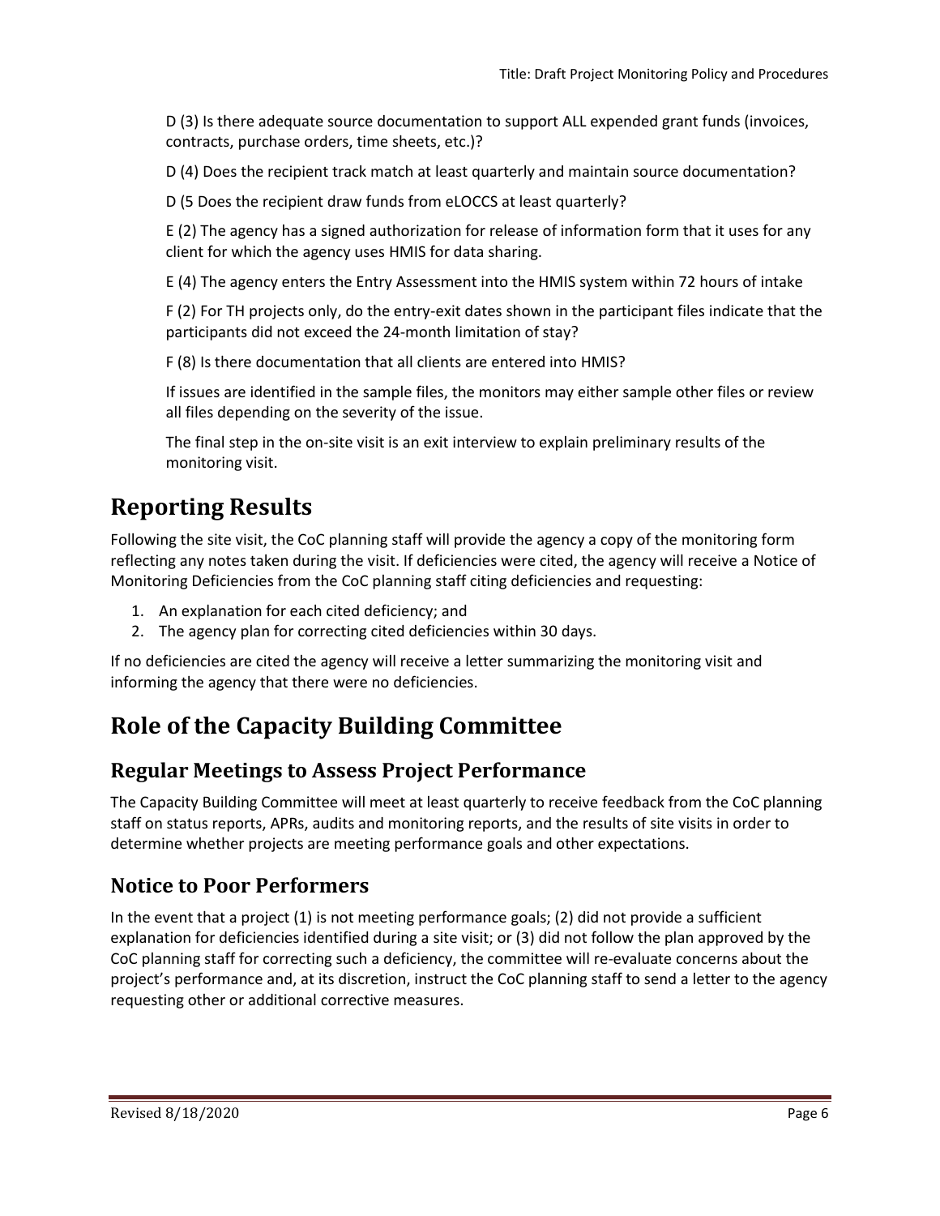D (3) Is there adequate source documentation to support ALL expended grant funds (invoices, contracts, purchase orders, time sheets, etc.)?

D (4) Does the recipient track match at least quarterly and maintain source documentation?

D (5 Does the recipient draw funds from eLOCCS at least quarterly?

E (2) The agency has a signed authorization for release of information form that it uses for any client for which the agency uses HMIS for data sharing.

E (4) The agency enters the Entry Assessment into the HMIS system within 72 hours of intake

F (2) For TH projects only, do the entry-exit dates shown in the participant files indicate that the participants did not exceed the 24-month limitation of stay?

F (8) Is there documentation that all clients are entered into HMIS?

If issues are identified in the sample files, the monitors may either sample other files or review all files depending on the severity of the issue.

The final step in the on-site visit is an exit interview to explain preliminary results of the monitoring visit.

# Reporting Results

Following the site visit, the CoC planning staff will provide the agency a copy of the monitoring form reflecting any notes taken during the visit. If deficiencies were cited, the agency will receive a Notice of Monitoring Deficiencies from the CoC planning staff citing deficiencies and requesting:

1. An explanation for each cited deficiency; and
2. The agency plan for correcting cited deficiencies within 30 days.

If no deficiencies are cited the agency will receive a letter summarizing the monitoring visit and informing the agency that there were no deficiencies.

# Role of the Capacity Building Committee

## Regular Meetings to Assess Project Performance

The Capacity Building Committee will meet at least quarterly to receive feedback from the CoC planning staff on status reports, APRs, audits and monitoring reports, and the results of site visits in order to determine whether projects are meeting performance goals and other expectations.

## Notice to Poor Performers

In the event that a project (1) is not meeting performance goals; (2) did not provide a sufficient explanation for deficiencies identified during a site visit; or (3) did not follow the plan approved by the CoC planning staff for correcting such a deficiency, the committee will re-evaluate concerns about the project's performance and, at its discretion, instruct the CoC planning staff to send a letter to the agency requesting other or additional corrective measures.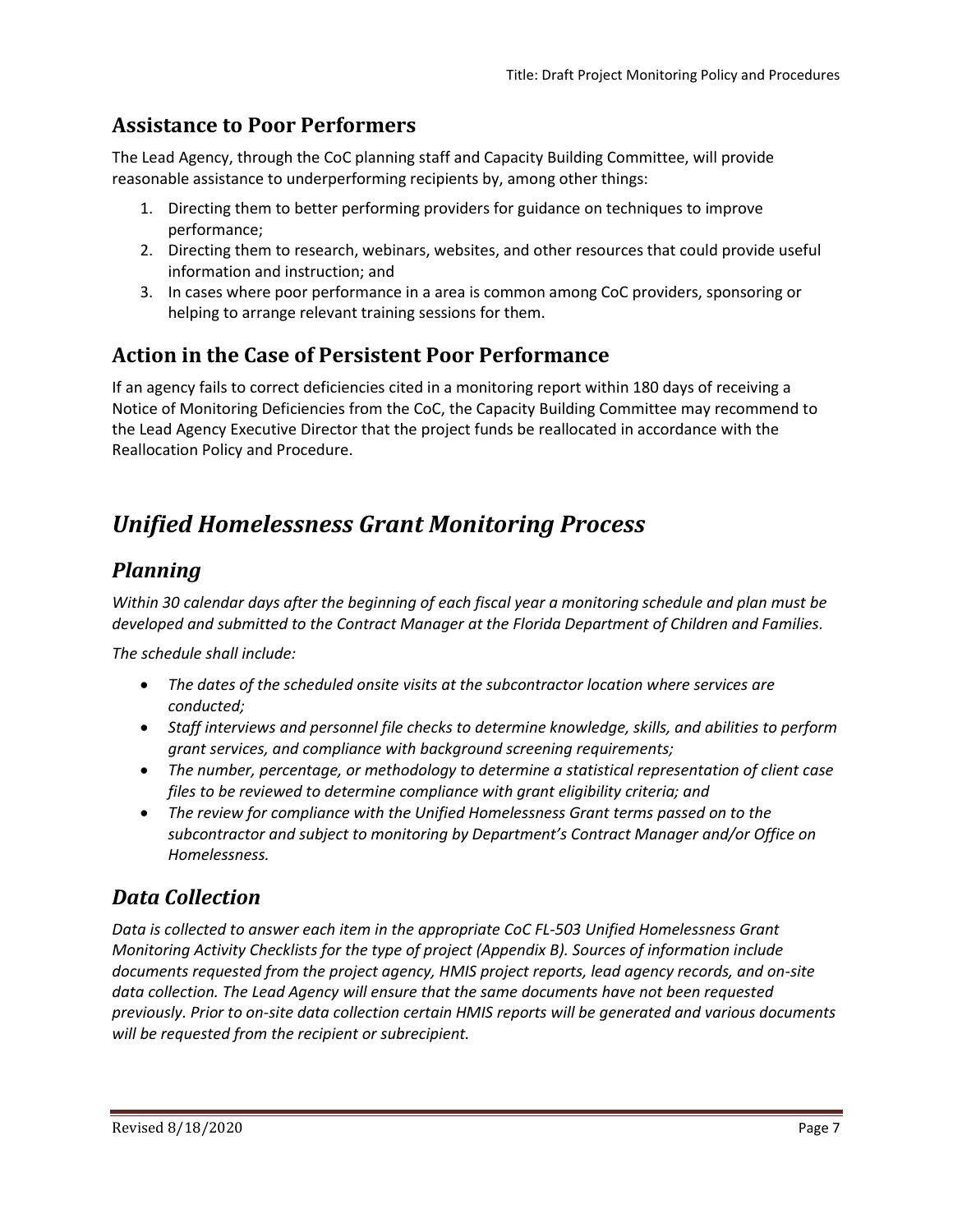## Assistance to Poor Performers

The Lead Agency, through the CoC planning staff and Capacity Building Committee, will provide reasonable assistance to underperforming recipients by, among other things:

1. Directing them to better performing providers for guidance on techniques to improve performance;
2. Directing them to research, webinars, websites, and other resources that could provide useful information and instruction; and
3. In cases where poor performance in a area is common among CoC providers, sponsoring or helping to arrange relevant training sessions for them.

## Action in the Case of Persistent Poor Performance

If an agency fails to correct deficiencies cited in a monitoring report within 180 days of receiving a Notice of Monitoring Deficiencies from the CoC, the Capacity Building Committee may recommend to the Lead Agency Executive Director that the project funds be reallocated in accordance with the Reallocation Policy and Procedure.

# *Unified Homelessness Grant Monitoring Process*

## *Planning*

*Within 30 calendar days after the beginning of each fiscal year a monitoring schedule and plan must be developed and submitted to the Contract Manager at the Florida Department of Children and Families.*

*The schedule shall include:*

- *The dates of the scheduled onsite visits at the subcontractor location where services are conducted;*
- *Staff interviews and personnel file checks to determine knowledge, skills, and abilities to perform grant services, and compliance with background screening requirements;*
- *The number, percentage, or methodology to determine a statistical representation of client case files to be reviewed to determine compliance with grant eligibility criteria; and*
- *The review for compliance with the Unified Homelessness Grant terms passed on to the subcontractor and subject to monitoring by Department's Contract Manager and/or Office on Homelessness.*

## *Data Collection*

*Data is collected to answer each item in the appropriate CoC FL-503 Unified Homelessness Grant Monitoring Activity Checklists for the type of project (Appendix B). Sources of information include documents requested from the project agency, HMIS project reports, lead agency records, and on-site data collection. The Lead Agency will ensure that the same documents have not been requested previously. Prior to on-site data collection certain HMIS reports will be generated and various documents will be requested from the recipient or subrecipient.*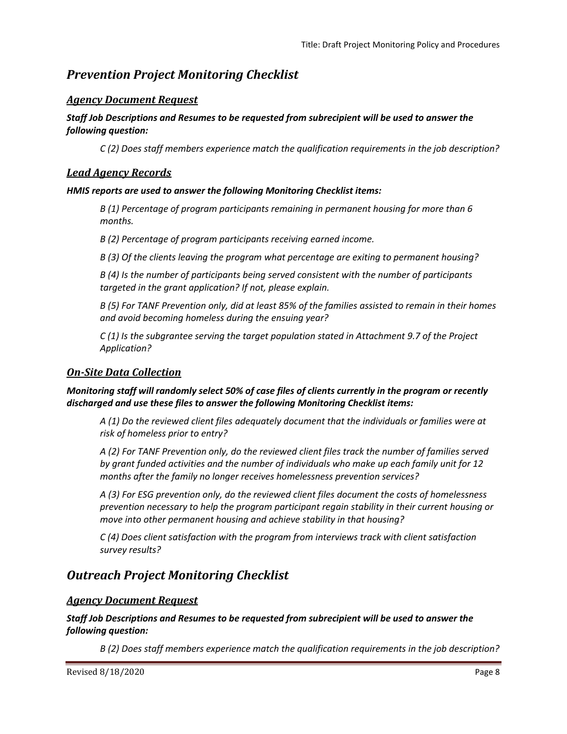## *Prevention Project Monitoring Checklist*

### *Agency Document Request*

***Staff Job Descriptions and Resumes to be requested from subrecipient will be used to answer the following question:***

> *C (2) Does staff members experience match the qualification requirements in the job description?*

### *Lead Agency Records*

***HMIS reports are used to answer the following Monitoring Checklist items:***

> *B (1) Percentage of program participants remaining in permanent housing for more than 6 months.*
>
> *B (2) Percentage of program participants receiving earned income.*
>
> *B (3) Of the clients leaving the program what percentage are exiting to permanent housing?*
>
> *B (4) Is the number of participants being served consistent with the number of participants targeted in the grant application? If not, please explain.*
>
> *B (5) For TANF Prevention only, did at least 85% of the families assisted to remain in their homes and avoid becoming homeless during the ensuing year?*
>
> *C (1) Is the subgrantee serving the target population stated in Attachment 9.7 of the Project Application?*

### *On-Site Data Collection*

***Monitoring staff will randomly select 50% of case files of clients currently in the program or recently discharged and use these files to answer the following Monitoring Checklist items:***

> *A (1) Do the reviewed client files adequately document that the individuals or families were at risk of homeless prior to entry?*
>
> *A (2) For TANF Prevention only, do the reviewed client files track the number of families served by grant funded activities and the number of individuals who make up each family unit for 12 months after the family no longer receives homelessness prevention services?*
>
> *A (3) For ESG prevention only, do the reviewed client files document the costs of homelessness prevention necessary to help the program participant regain stability in their current housing or move into other permanent housing and achieve stability in that housing?*
>
> *C (4) Does client satisfaction with the program from interviews track with client satisfaction survey results?*

## *Outreach Project Monitoring Checklist*

### *Agency Document Request*

***Staff Job Descriptions and Resumes to be requested from subrecipient will be used to answer the following question:***

> *B (2) Does staff members experience match the qualification requirements in the job description?*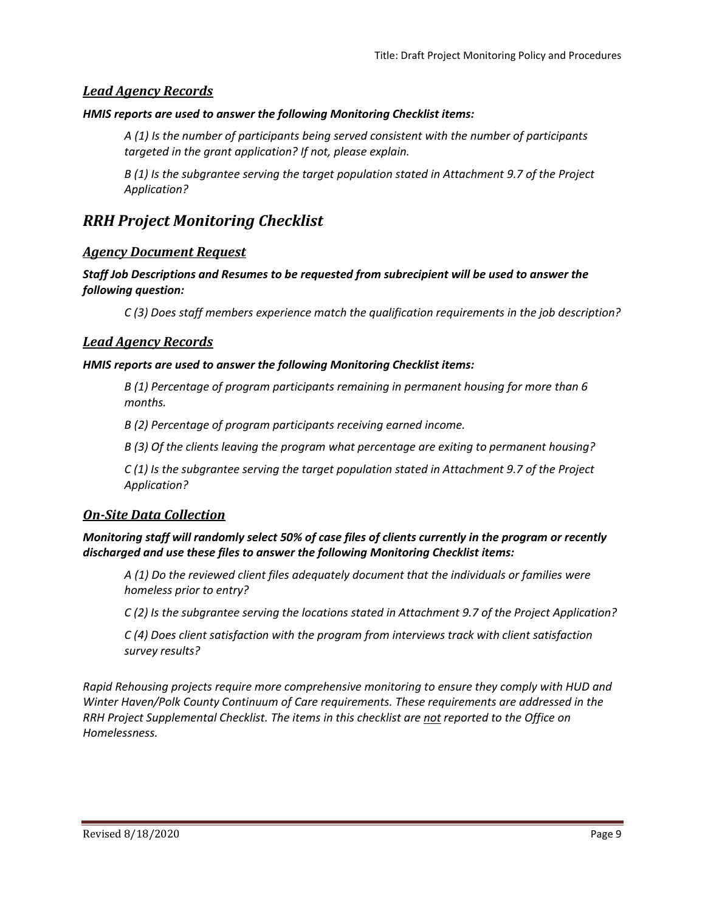### ***Lead Agency Records***

***HMIS reports are used to answer the following Monitoring Checklist items:***

> *A (1) Is the number of participants being served consistent with the number of participants targeted in the grant application? If not, please explain.*
>
> *B (1) Is the subgrantee serving the target population stated in Attachment 9.7 of the Project Application?*

## ***RRH Project Monitoring Checklist***

### ***Agency Document Request***

***Staff Job Descriptions and Resumes to be requested from subrecipient will be used to answer the following question:***

> *C (3) Does staff members experience match the qualification requirements in the job description?*

### ***Lead Agency Records***

***HMIS reports are used to answer the following Monitoring Checklist items:***

> *B (1) Percentage of program participants remaining in permanent housing for more than 6 months.*
>
> *B (2) Percentage of program participants receiving earned income.*
>
> *B (3) Of the clients leaving the program what percentage are exiting to permanent housing?*
>
> *C (1) Is the subgrantee serving the target population stated in Attachment 9.7 of the Project Application?*

### ***On-Site Data Collection***

***Monitoring staff will randomly select 50% of case files of clients currently in the program or recently discharged and use these files to answer the following Monitoring Checklist items:***

> *A (1) Do the reviewed client files adequately document that the individuals or families were homeless prior to entry?*
>
> *C (2) Is the subgrantee serving the locations stated in Attachment 9.7 of the Project Application?*
>
> *C (4) Does client satisfaction with the program from interviews track with client satisfaction survey results?*

*Rapid Rehousing projects require more comprehensive monitoring to ensure they comply with HUD and Winter Haven/Polk County Continuum of Care requirements. These requirements are addressed in the RRH Project Supplemental Checklist. The items in this checklist are <u>not</u> reported to the Office on Homelessness.*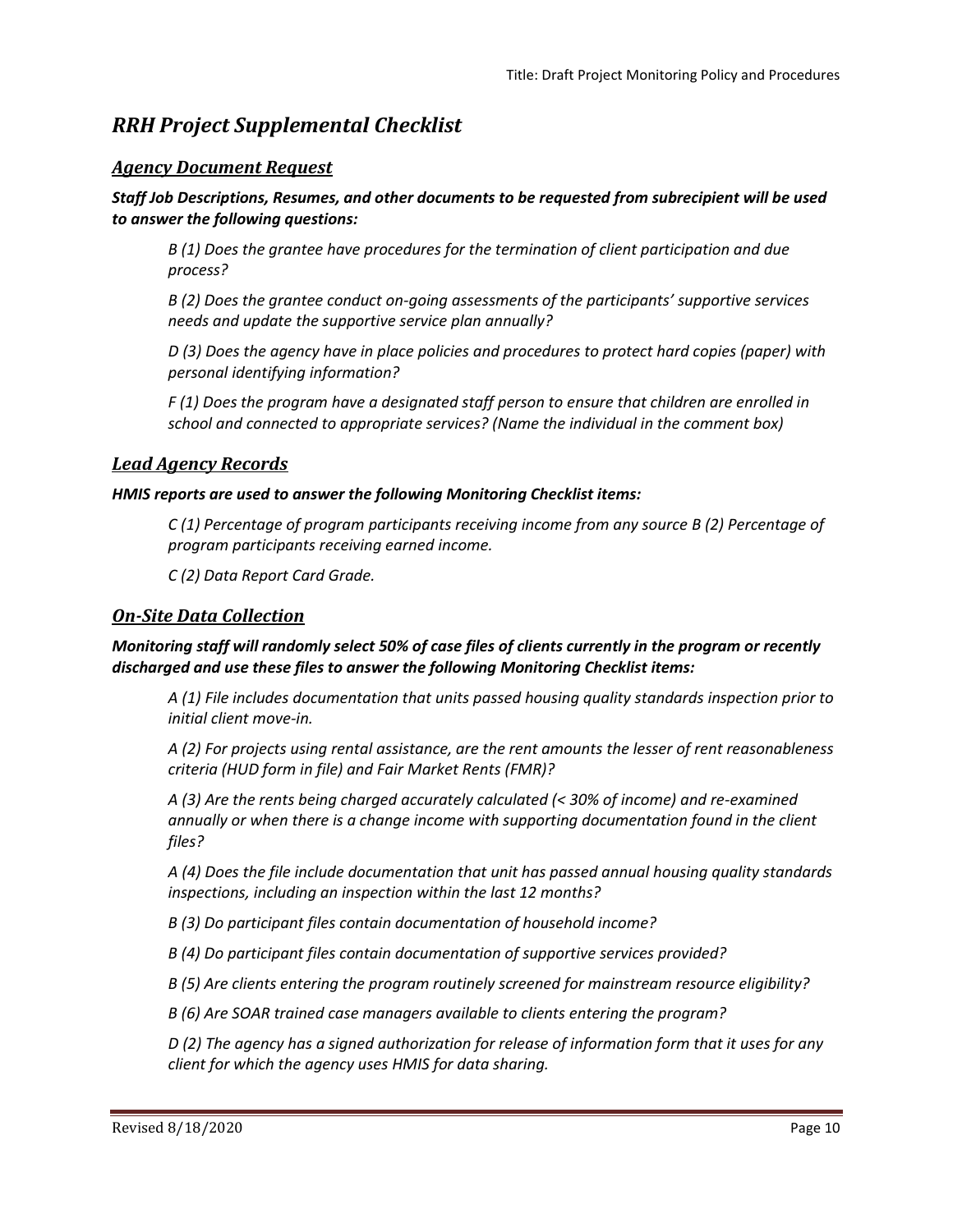# *RRH Project Supplemental Checklist*

## *Agency Document Request*

***Staff Job Descriptions, Resumes, and other documents to be requested from subrecipient will be used to answer the following questions:***

*B (1) Does the grantee have procedures for the termination of client participation and due process?*

*B (2) Does the grantee conduct on-going assessments of the participants' supportive services needs and update the supportive service plan annually?*

*D (3) Does the agency have in place policies and procedures to protect hard copies (paper) with personal identifying information?*

*F (1) Does the program have a designated staff person to ensure that children are enrolled in school and connected to appropriate services? (Name the individual in the comment box)*

## *Lead Agency Records*

***HMIS reports are used to answer the following Monitoring Checklist items:***

*C (1) Percentage of program participants receiving income from any source B (2) Percentage of program participants receiving earned income.*

*C (2) Data Report Card Grade.*

## *On-Site Data Collection*

***Monitoring staff will randomly select 50% of case files of clients currently in the program or recently discharged and use these files to answer the following Monitoring Checklist items:***

*A (1) File includes documentation that units passed housing quality standards inspection prior to initial client move-in.*

*A (2) For projects using rental assistance, are the rent amounts the lesser of rent reasonableness criteria (HUD form in file) and Fair Market Rents (FMR)?*

*A (3) Are the rents being charged accurately calculated (< 30% of income) and re-examined annually or when there is a change income with supporting documentation found in the client files?*

*A (4) Does the file include documentation that unit has passed annual housing quality standards inspections, including an inspection within the last 12 months?*

*B (3) Do participant files contain documentation of household income?*

*B (4) Do participant files contain documentation of supportive services provided?*

*B (5) Are clients entering the program routinely screened for mainstream resource eligibility?*

*B (6) Are SOAR trained case managers available to clients entering the program?*

*D (2) The agency has a signed authorization for release of information form that it uses for any client for which the agency uses HMIS for data sharing.*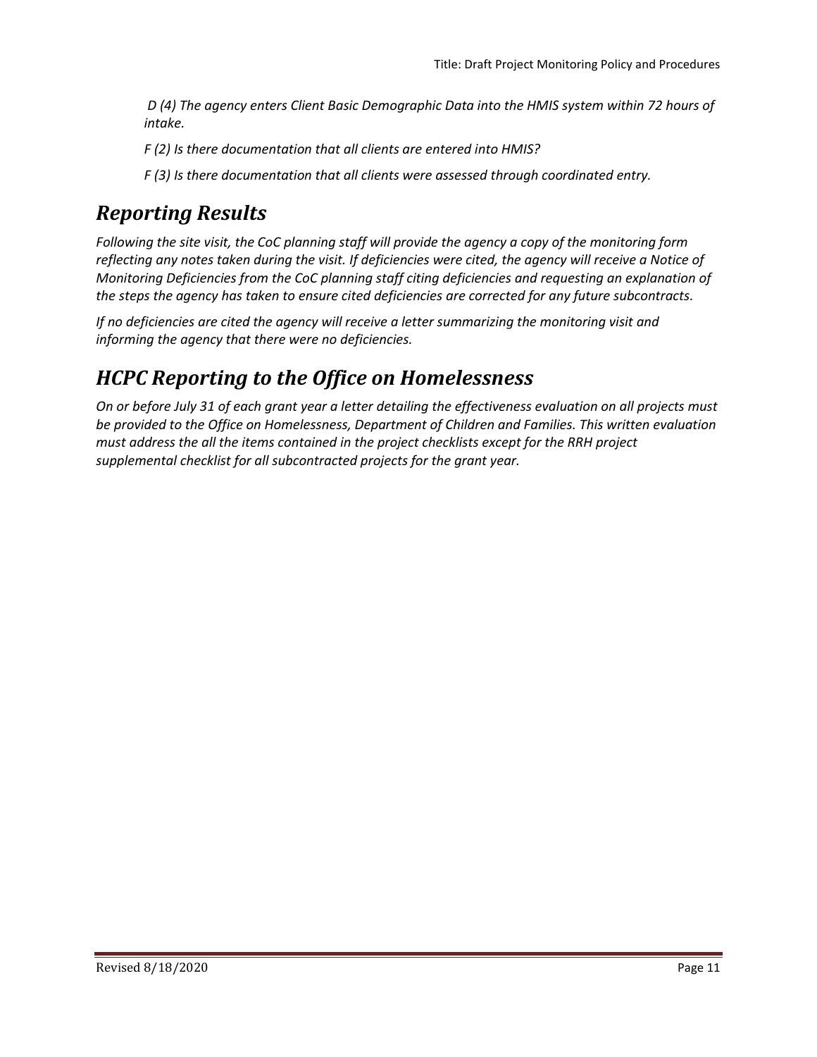*D (4) The agency enters Client Basic Demographic Data into the HMIS system within 72 hours of intake.*

*F (2) Is there documentation that all clients are entered into HMIS?*

*F (3) Is there documentation that all clients were assessed through coordinated entry.*

## *Reporting Results*

*Following the site visit, the CoC planning staff will provide the agency a copy of the monitoring form reflecting any notes taken during the visit. If deficiencies were cited, the agency will receive a Notice of Monitoring Deficiencies from the CoC planning staff citing deficiencies and requesting an explanation of the steps the agency has taken to ensure cited deficiencies are corrected for any future subcontracts.*

*If no deficiencies are cited the agency will receive a letter summarizing the monitoring visit and informing the agency that there were no deficiencies.*

## *HCPC Reporting to the Office on Homelessness*

*On or before July 31 of each grant year a letter detailing the effectiveness evaluation on all projects must be provided to the Office on Homelessness, Department of Children and Families. This written evaluation must address the all the items contained in the project checklists except for the RRH project supplemental checklist for all subcontracted projects for the grant year.*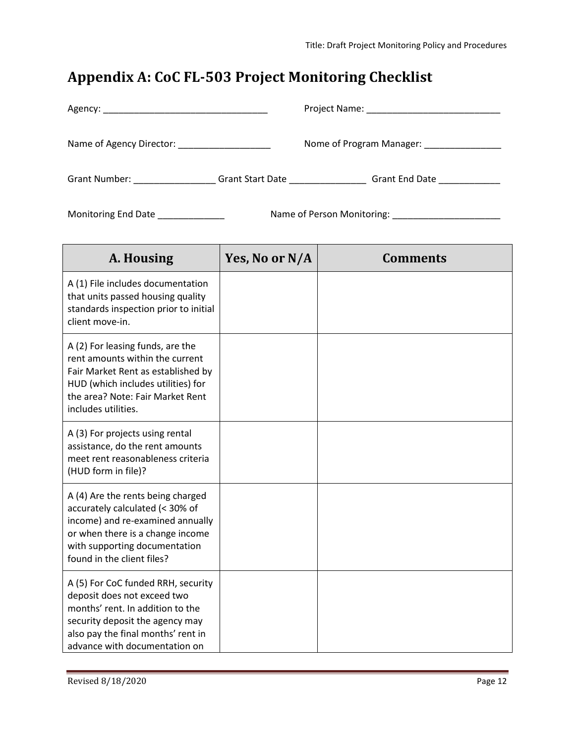## Appendix A: CoC FL-503 Project Monitoring Checklist

Agency: ________________________________ Project Name: __________________________

Name of Agency Director: __________________ Nome of Program Manager: _______________

Grant Number: ________________ Grant Start Date _______________ Grant End Date ____________

Monitoring End Date _____________ Name of Person Monitoring: _____________________

| A. Housing | Yes, No or N/A | Comments |
|---|---|---|
| A (1) File includes documentation that units passed housing quality standards inspection prior to initial client move-in. | | |
| A (2) For leasing funds, are the rent amounts within the current Fair Market Rent as established by HUD (which includes utilities) for the area? Note: Fair Market Rent includes utilities. | | |
| A (3) For projects using rental assistance, do the rent amounts meet rent reasonableness criteria (HUD form in file)? | | |
| A (4) Are the rents being charged accurately calculated (< 30% of income) and re-examined annually or when there is a change income with supporting documentation found in the client files? | | |
| A (5) For CoC funded RRH, security deposit does not exceed two months' rent. In addition to the security deposit the agency may also pay the final months' rent in advance with documentation on | | |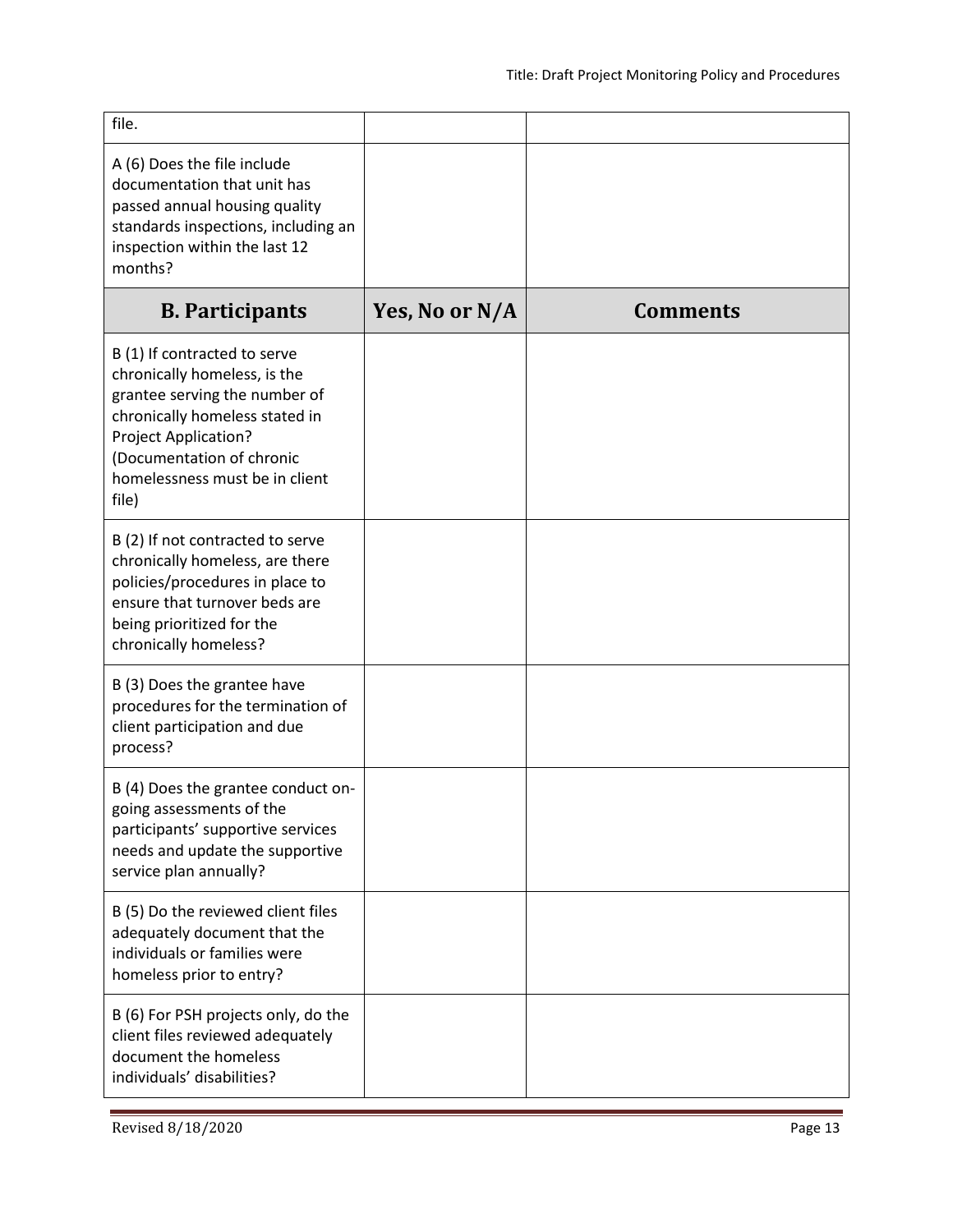| | | |
|---|---|---|
| file. | | |
| A (6) Does the file include documentation that unit has passed annual housing quality standards inspections, including an inspection within the last 12 months? | | |

| **B. Participants** | **Yes, No or N/A** | **Comments** |
|---|---|---|
| B (1) If contracted to serve chronically homeless, is the grantee serving the number of chronically homeless stated in Project Application? (Documentation of chronic homelessness must be in client file) | | |
| B (2) If not contracted to serve chronically homeless, are there policies/procedures in place to ensure that turnover beds are being prioritized for the chronically homeless? | | |
| B (3) Does the grantee have procedures for the termination of client participation and due process? | | |
| B (4) Does the grantee conduct on-going assessments of the participants' supportive services needs and update the supportive service plan annually? | | |
| B (5) Do the reviewed client files adequately document that the individuals or families were homeless prior to entry? | | |
| B (6) For PSH projects only, do the client files reviewed adequately document the homeless individuals' disabilities? | | |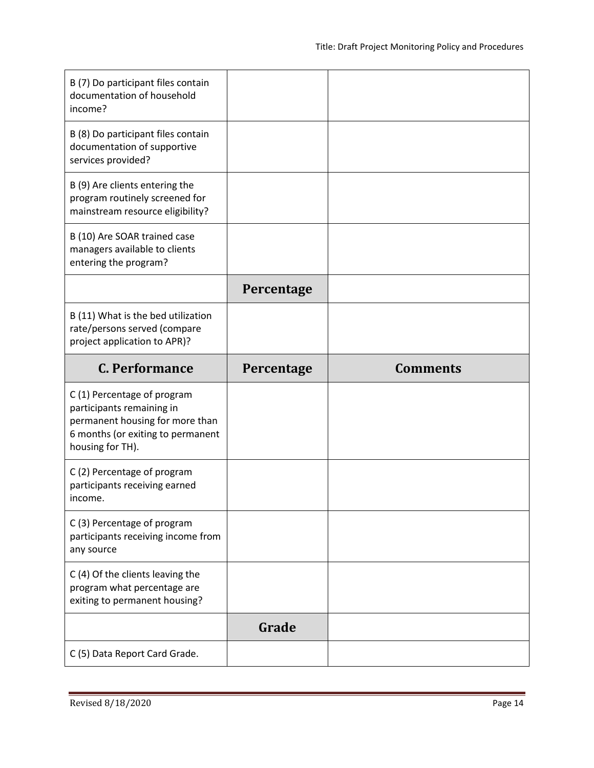| | | |
|---|---|---|
| B (7) Do participant files contain documentation of household income? | | |
| B (8) Do participant files contain documentation of supportive services provided? | | |
| B (9) Are clients entering the program routinely screened for mainstream resource eligibility? | | |
| B (10) Are SOAR trained case managers available to clients entering the program? | | |
| | **Percentage** | |
| B (11) What is the bed utilization rate/persons served (compare project application to APR)? | | |
| **C. Performance** | **Percentage** | **Comments** |
| C (1) Percentage of program participants remaining in permanent housing for more than 6 months (or exiting to permanent housing for TH). | | |
| C (2) Percentage of program participants receiving earned income. | | |
| C (3) Percentage of program participants receiving income from any source | | |
| C (4) Of the clients leaving the program what percentage are exiting to permanent housing? | | |
| | **Grade** | |
| C (5) Data Report Card Grade. | | |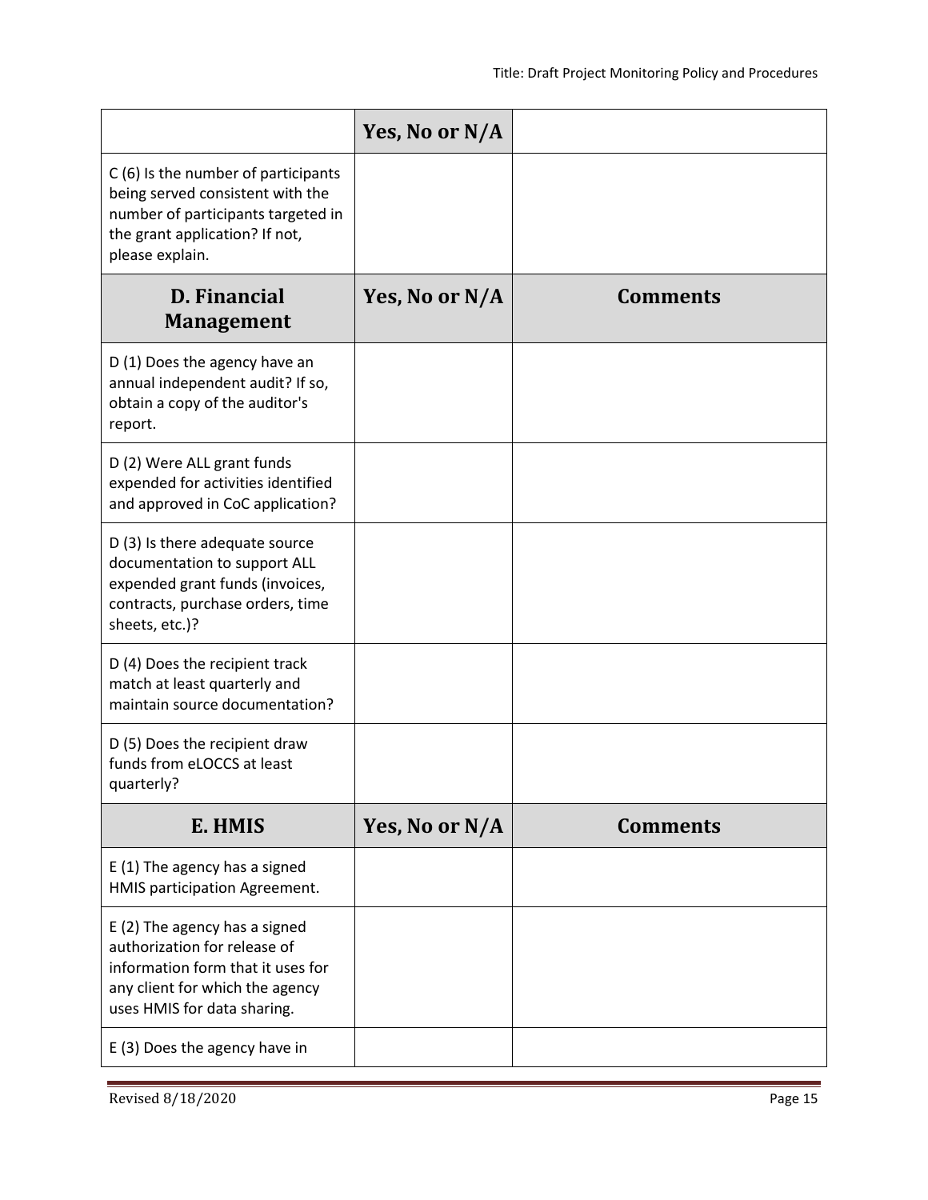| | Yes, No or N/A | |
|---|---|---|
| C (6) Is the number of participants being served consistent with the number of participants targeted in the grant application? If not, please explain. | | |
| **D. Financial Management** | **Yes, No or N/A** | **Comments** |
| D (1) Does the agency have an annual independent audit? If so, obtain a copy of the auditor's report. | | |
| D (2) Were ALL grant funds expended for activities identified and approved in CoC application? | | |
| D (3) Is there adequate source documentation to support ALL expended grant funds (invoices, contracts, purchase orders, time sheets, etc.)? | | |
| D (4) Does the recipient track match at least quarterly and maintain source documentation? | | |
| D (5) Does the recipient draw funds from eLOCCS at least quarterly? | | |
| **E. HMIS** | **Yes, No or N/A** | **Comments** |
| E (1) The agency has a signed HMIS participation Agreement. | | |
| E (2) The agency has a signed authorization for release of information form that it uses for any client for which the agency uses HMIS for data sharing. | | |
| E (3) Does the agency have in | | |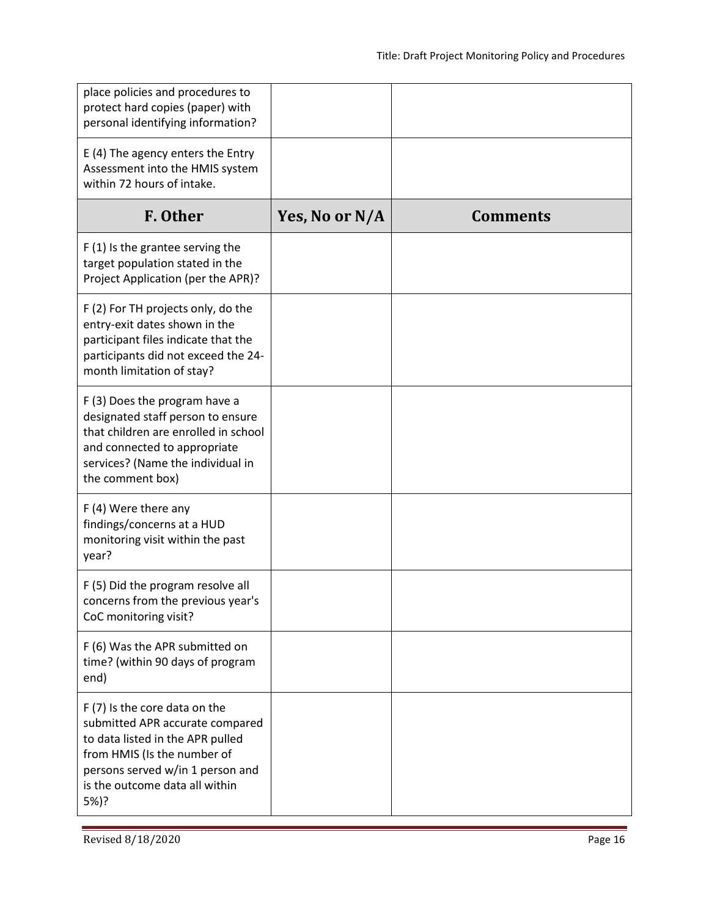| | | |
|---|---|---|
| place policies and procedures to protect hard copies (paper) with personal identifying information? | | |
| E (4) The agency enters the Entry Assessment into the HMIS system within 72 hours of intake. | | |
| **F. Other** | **Yes, No or N/A** | **Comments** |
| F (1) Is the grantee serving the target population stated in the Project Application (per the APR)? | | |
| F (2) For TH projects only, do the entry-exit dates shown in the participant files indicate that the participants did not exceed the 24-month limitation of stay? | | |
| F (3) Does the program have a designated staff person to ensure that children are enrolled in school and connected to appropriate services? (Name the individual in the comment box) | | |
| F (4) Were there any findings/concerns at a HUD monitoring visit within the past year? | | |
| F (5) Did the program resolve all concerns from the previous year's CoC monitoring visit? | | |
| F (6) Was the APR submitted on time? (within 90 days of program end) | | |
| F (7) Is the core data on the submitted APR accurate compared to data listed in the APR pulled from HMIS (Is the number of persons served w/in 1 person and is the outcome data all within 5%)? | | |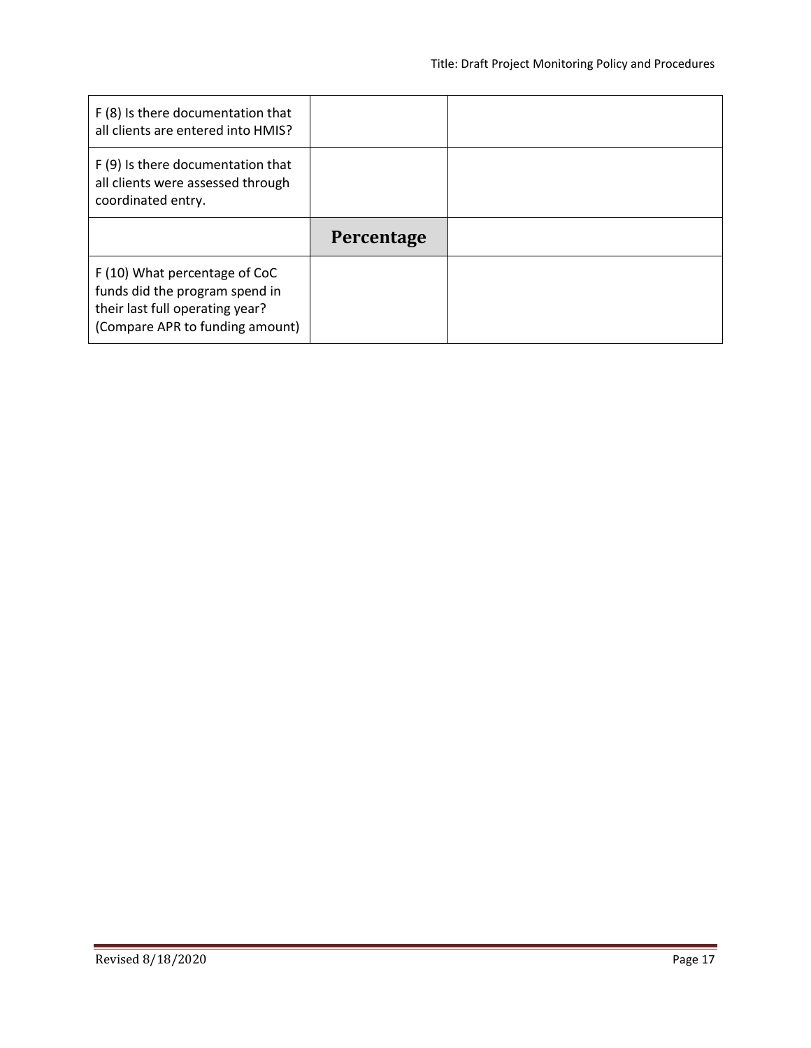| | | |
|---|---|---|
| F (8) Is there documentation that all clients are entered into HMIS? | | |
| F (9) Is there documentation that all clients were assessed through coordinated entry. | | |
| | **Percentage** | |
| F (10) What percentage of CoC funds did the program spend in their last full operating year? (Compare APR to funding amount) | | |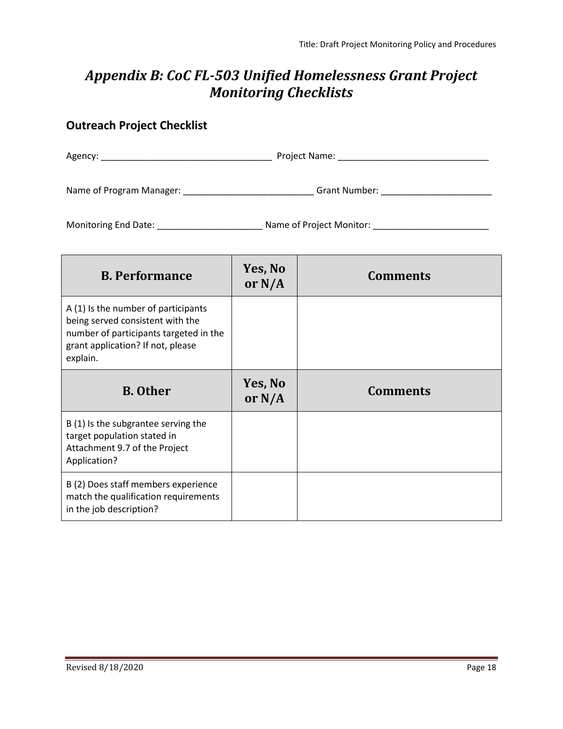# *Appendix B: CoC FL-503 Unified Homelessness Grant Project Monitoring Checklists*

## Outreach Project Checklist

Agency: ___________________________________ Project Name: ______________________________

Name of Program Manager: __________________________ Grant Number: ______________________

Monitoring End Date: _____________________ Name of Project Monitor: _______________________

| B. Performance | Yes, No or N/A | Comments |
|---|---|---|
| A (1) Is the number of participants being served consistent with the number of participants targeted in the grant application? If not, please explain. | | |
| **B. Other** | **Yes, No or N/A** | **Comments** |
| B (1) Is the subgrantee serving the target population stated in Attachment 9.7 of the Project Application? | | |
| B (2) Does staff members experience match the qualification requirements in the job description? | | |

Revised 8/18/2020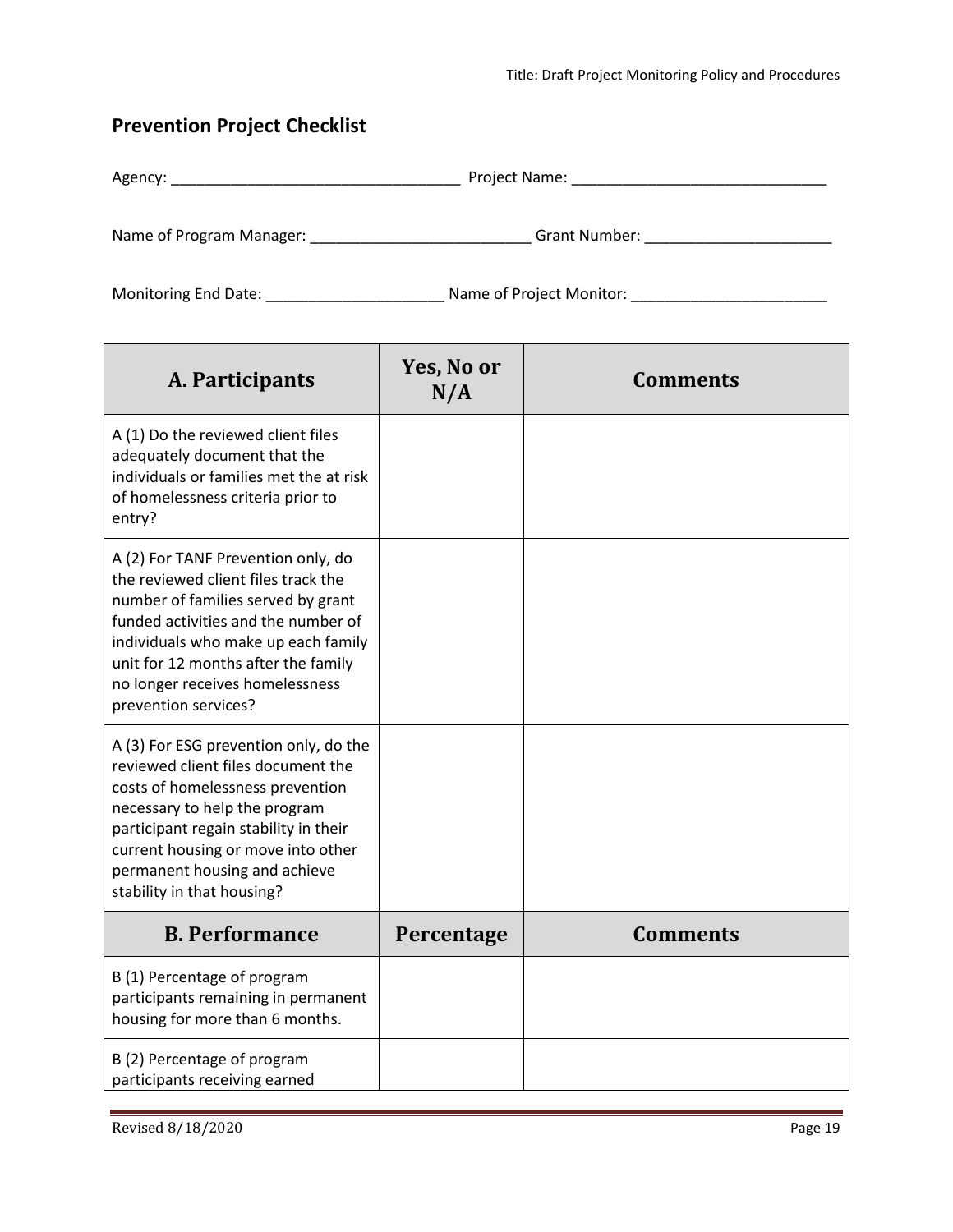## Prevention Project Checklist

Agency: ______________________________ Project Name: ______________________________

Name of Program Manager: ______________________________ Grant Number: ______________________

Monitoring End Date: ____________________ Name of Project Monitor: ______________________

| A. Participants | Yes, No or N/A | Comments |
|---|---|---|
| A (1) Do the reviewed client files adequately document that the individuals or families met the at risk of homelessness criteria prior to entry? | | |
| A (2) For TANF Prevention only, do the reviewed client files track the number of families served by grant funded activities and the number of individuals who make up each family unit for 12 months after the family no longer receives homelessness prevention services? | | |
| A (3) For ESG prevention only, do the reviewed client files document the costs of homelessness prevention necessary to help the program participant regain stability in their current housing or move into other permanent housing and achieve stability in that housing? | | |
| **B. Performance** | **Percentage** | **Comments** |
| B (1) Percentage of program participants remaining in permanent housing for more than 6 months. | | |
| B (2) Percentage of program participants receiving earned | | |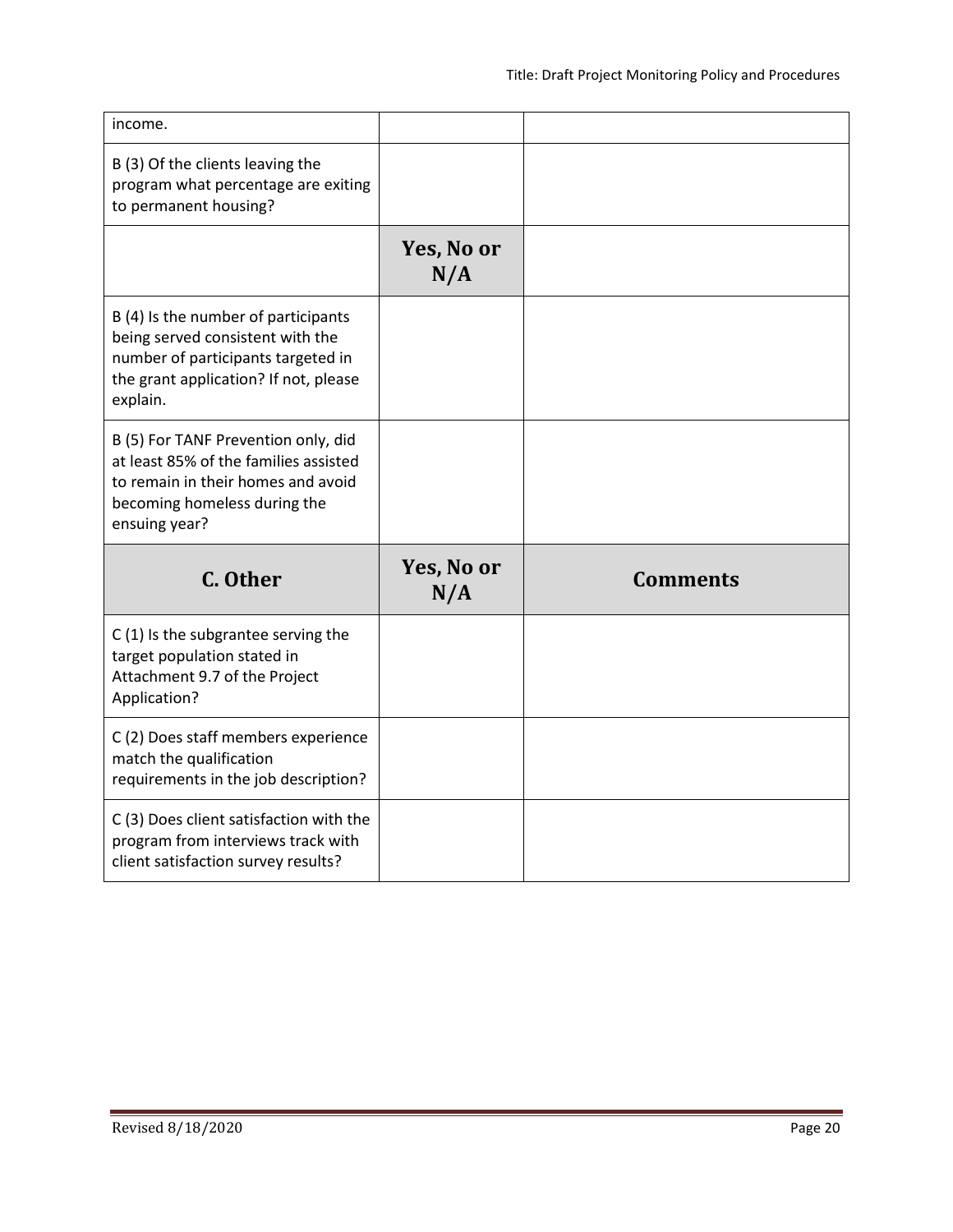| | | |
|---|---|---|
| income. | | |
| B (3) Of the clients leaving the program what percentage are exiting to permanent housing? | | |
| | **Yes, No or N/A** | |
| B (4) Is the number of participants being served consistent with the number of participants targeted in the grant application? If not, please explain. | | |
| B (5) For TANF Prevention only, did at least 85% of the families assisted to remain in their homes and avoid becoming homeless during the ensuing year? | | |
| **C. Other** | **Yes, No or N/A** | **Comments** |
| C (1) Is the subgrantee serving the target population stated in Attachment 9.7 of the Project Application? | | |
| C (2) Does staff members experience match the qualification requirements in the job description? | | |
| C (3) Does client satisfaction with the program from interviews track with client satisfaction survey results? | | |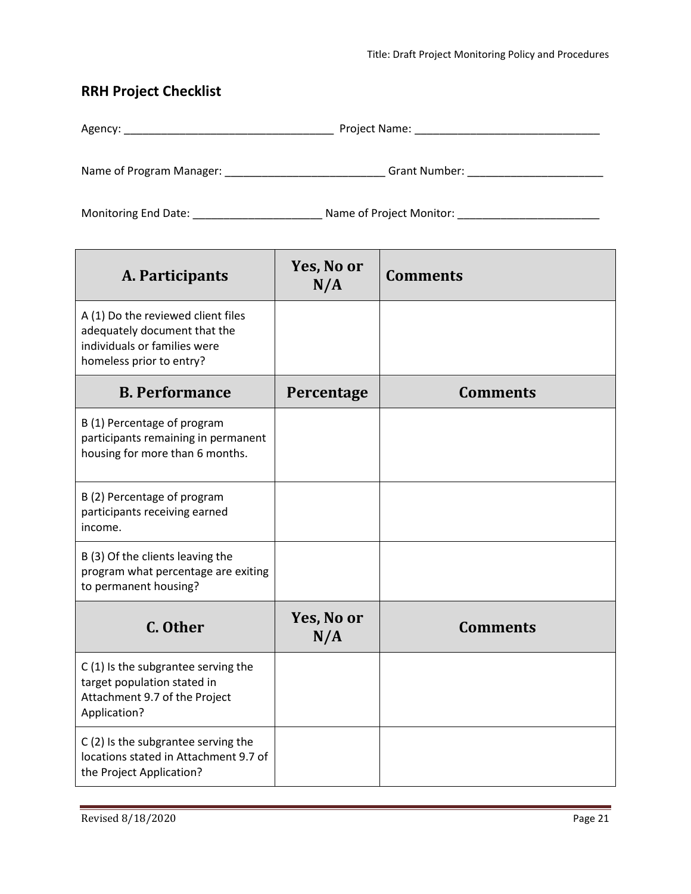## RRH Project Checklist

Agency: ___________________________________ Project Name: ______________________________

Name of Program Manager: __________________________ Grant Number: ______________________

Monitoring End Date: _____________________ Name of Project Monitor: _______________________

| A. Participants | Yes, No or N/A | Comments |
|---|---|---|
| A (1) Do the reviewed client files adequately document that the individuals or families were homeless prior to entry? | | |
| **B. Performance** | **Percentage** | **Comments** |
| B (1) Percentage of program participants remaining in permanent housing for more than 6 months. | | |
| B (2) Percentage of program participants receiving earned income. | | |
| B (3) Of the clients leaving the program what percentage are exiting to permanent housing? | | |
| **C. Other** | **Yes, No or N/A** | **Comments** |
| C (1) Is the subgrantee serving the target population stated in Attachment 9.7 of the Project Application? | | |
| C (2) Is the subgrantee serving the locations stated in Attachment 9.7 of the Project Application? | | |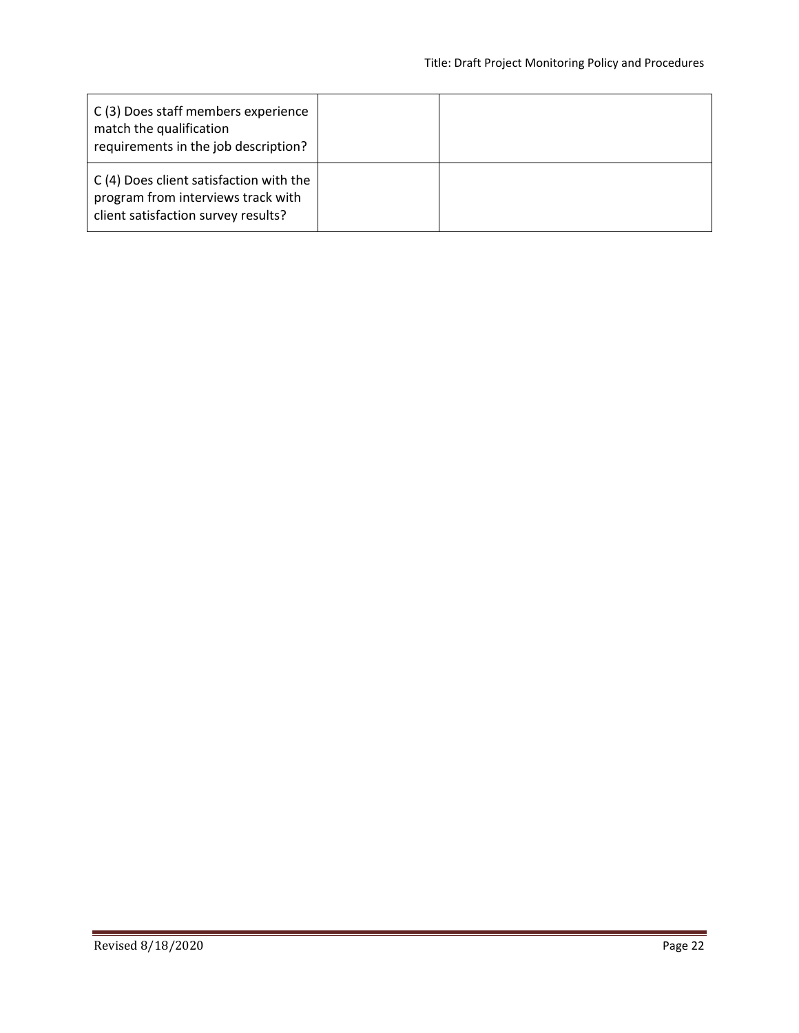| C (3) Does staff members experience match the qualification requirements in the job description? | | |
| --- | --- | --- |
| C (4) Does client satisfaction with the program from interviews track with client satisfaction survey results? | | |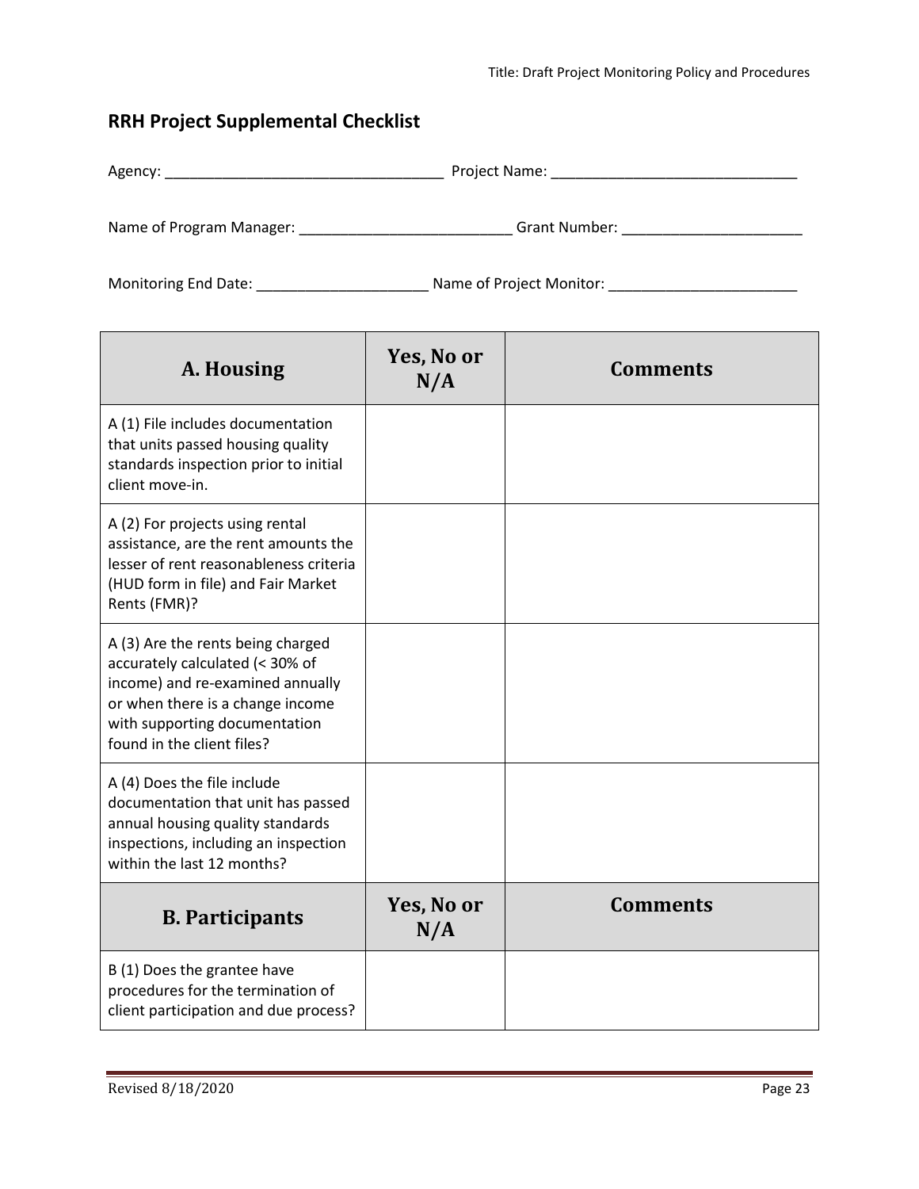## RRH Project Supplemental Checklist

Agency: ________________________________ Project Name: ____________________________

Name of Program Manager: ________________________ Grant Number: ____________________

Monitoring End Date: ___________________ Name of Project Monitor: _____________________

| A. Housing | Yes, No or N/A | Comments |
|---|---|---|
| A (1) File includes documentation that units passed housing quality standards inspection prior to initial client move-in. | | |
| A (2) For projects using rental assistance, are the rent amounts the lesser of rent reasonableness criteria (HUD form in file) and Fair Market Rents (FMR)? | | |
| A (3) Are the rents being charged accurately calculated (< 30% of income) and re-examined annually or when there is a change income with supporting documentation found in the client files? | | |
| A (4) Does the file include documentation that unit has passed annual housing quality standards inspections, including an inspection within the last 12 months? | | |
| **B. Participants** | **Yes, No or N/A** | **Comments** |
| B (1) Does the grantee have procedures for the termination of client participation and due process? | | |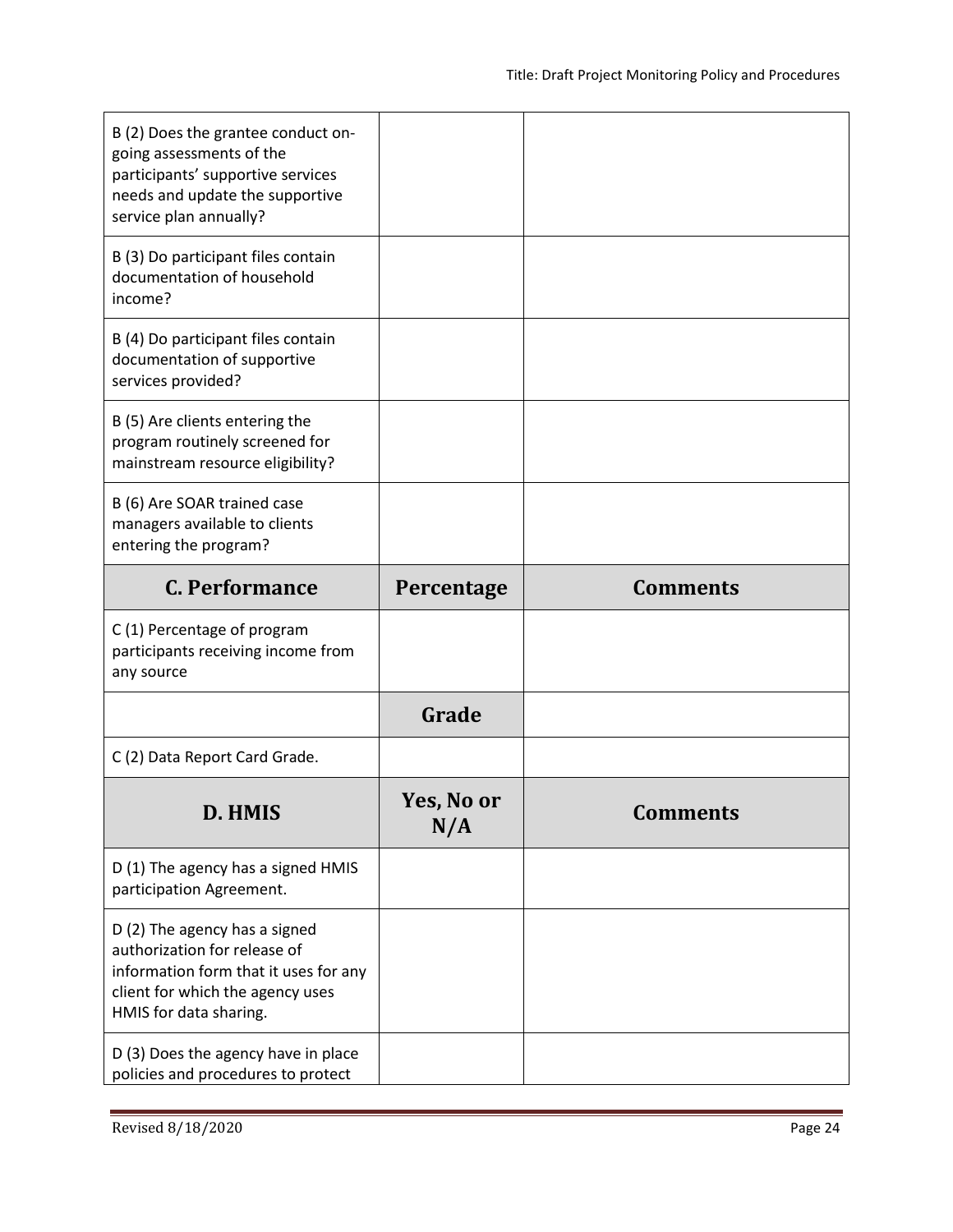| | | |
|---|---|---|
| B (2) Does the grantee conduct on-going assessments of the participants' supportive services needs and update the supportive service plan annually? | | |
| B (3) Do participant files contain documentation of household income? | | |
| B (4) Do participant files contain documentation of supportive services provided? | | |
| B (5) Are clients entering the program routinely screened for mainstream resource eligibility? | | |
| B (6) Are SOAR trained case managers available to clients entering the program? | | |
| **C. Performance** | **Percentage** | **Comments** |
| C (1) Percentage of program participants receiving income from any source | | |
| | **Grade** | |
| C (2) Data Report Card Grade. | | |
| **D. HMIS** | **Yes, No or N/A** | **Comments** |
| D (1) The agency has a signed HMIS participation Agreement. | | |
| D (2) The agency has a signed authorization for release of information form that it uses for any client for which the agency uses HMIS for data sharing. | | |
| D (3) Does the agency have in place policies and procedures to protect | | |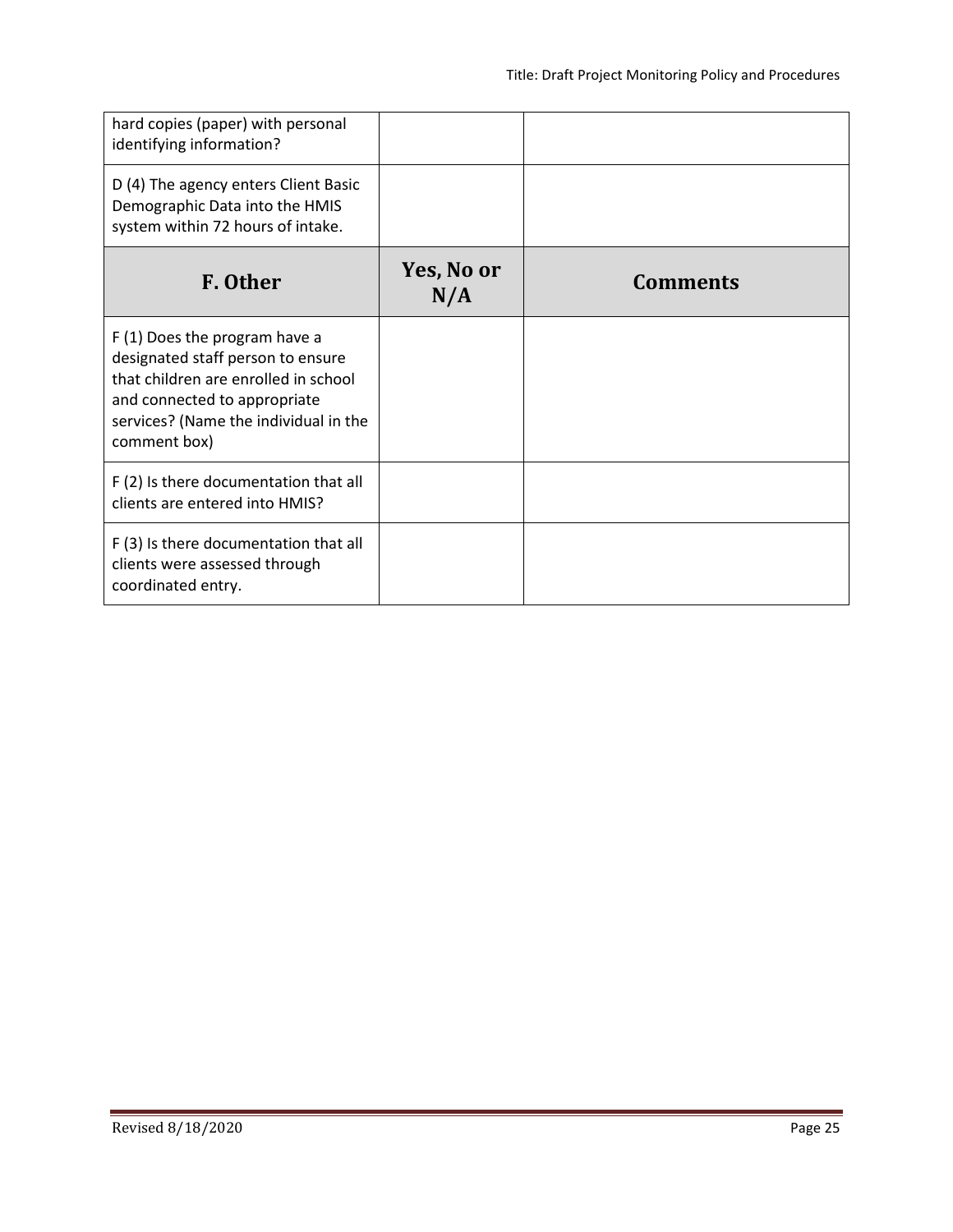| | | |
|---|---|---|
| hard copies (paper) with personal identifying information? | | |
| D (4) The agency enters Client Basic Demographic Data into the HMIS system within 72 hours of intake. | | |
| **F. Other** | **Yes, No or N/A** | **Comments** |
| F (1) Does the program have a designated staff person to ensure that children are enrolled in school and connected to appropriate services? (Name the individual in the comment box) | | |
| F (2) Is there documentation that all clients are entered into HMIS? | | |
| F (3) Is there documentation that all clients were assessed through coordinated entry. | | |